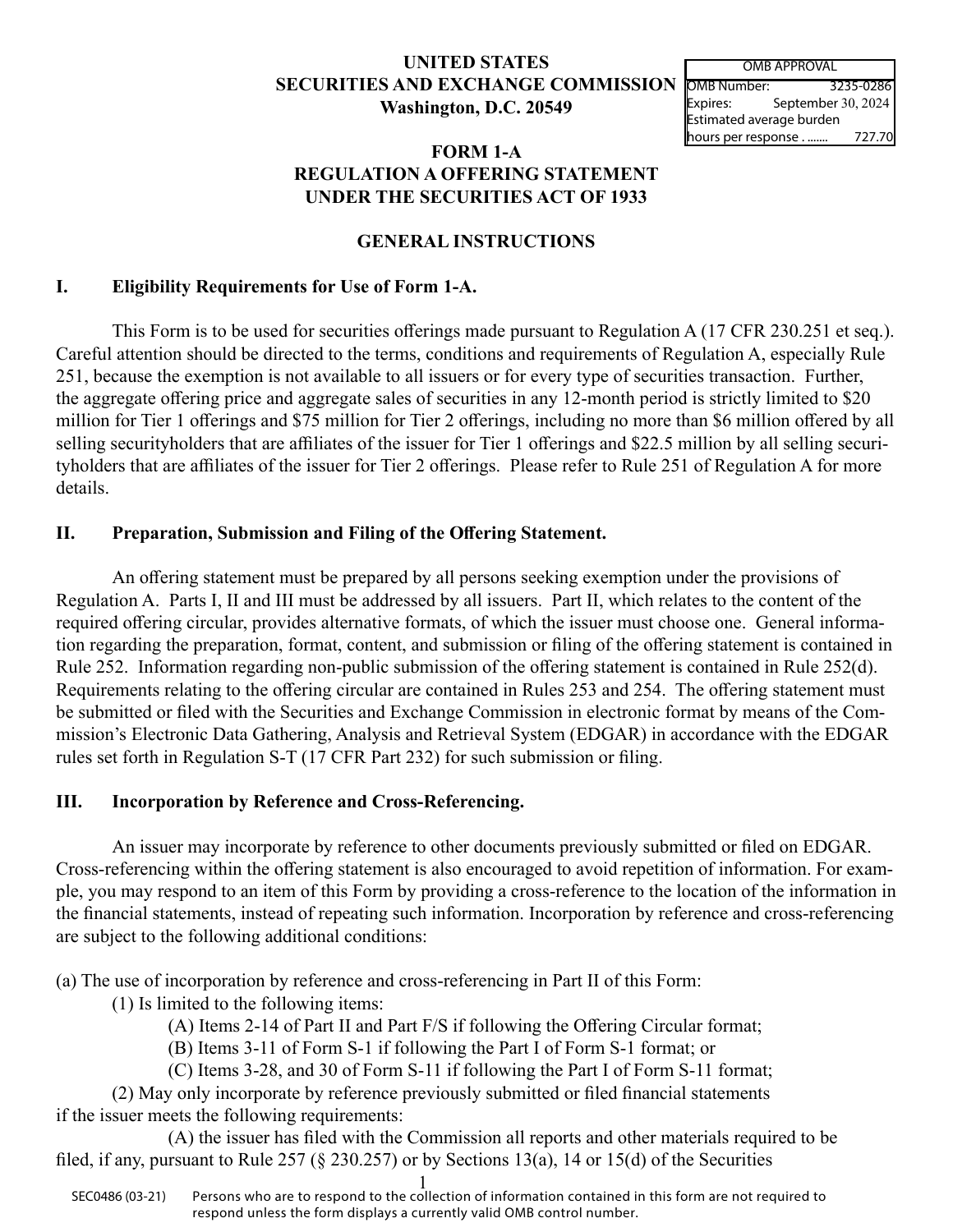**UNITED STATES**
**SECURITIES AND EXCHANGE COMMISSION**
**Washington, D.C. 20549**

| OMB APPROVAL | |
|---|---|
| OMB Number: | 3235-0286 |
| Expires: | September 30, 2024 |
| Estimated average burden hours per response ........ | 727.70 |

# FORM 1-A
# REGULATION A OFFERING STATEMENT UNDER THE SECURITIES ACT OF 1933

## GENERAL INSTRUCTIONS

### I. Eligibility Requirements for Use of Form 1-A.

This Form is to be used for securities offerings made pursuant to Regulation A (17 CFR 230.251 et seq.). Careful attention should be directed to the terms, conditions and requirements of Regulation A, especially Rule 251, because the exemption is not available to all issuers or for every type of securities transaction. Further, the aggregate offering price and aggregate sales of securities in any 12-month period is strictly limited to $20 million for Tier 1 offerings and $75 million for Tier 2 offerings, including no more than $6 million offered by all selling securityholders that are affiliates of the issuer for Tier 1 offerings and $22.5 million by all selling securityholders that are affiliates of the issuer for Tier 2 offerings. Please refer to Rule 251 of Regulation A for more details.

### II. Preparation, Submission and Filing of the Offering Statement.

An offering statement must be prepared by all persons seeking exemption under the provisions of Regulation A. Parts I, II and III must be addressed by all issuers. Part II, which relates to the content of the required offering circular, provides alternative formats, of which the issuer must choose one. General information regarding the preparation, format, content, and submission or filing of the offering statement is contained in Rule 252. Information regarding non-public submission of the offering statement is contained in Rule 252(d). Requirements relating to the offering circular are contained in Rules 253 and 254. The offering statement must be submitted or filed with the Securities and Exchange Commission in electronic format by means of the Commission's Electronic Data Gathering, Analysis and Retrieval System (EDGAR) in accordance with the EDGAR rules set forth in Regulation S-T (17 CFR Part 232) for such submission or filing.

### III. Incorporation by Reference and Cross-Referencing.

An issuer may incorporate by reference to other documents previously submitted or filed on EDGAR. Cross-referencing within the offering statement is also encouraged to avoid repetition of information. For example, you may respond to an item of this Form by providing a cross-reference to the location of the information in the financial statements, instead of repeating such information. Incorporation by reference and cross-referencing are subject to the following additional conditions:

(a) The use of incorporation by reference and cross-referencing in Part II of this Form:

(1) Is limited to the following items:

(A) Items 2-14 of Part II and Part F/S if following the Offering Circular format;

(B) Items 3-11 of Form S-1 if following the Part I of Form S-1 format; or

(C) Items 3-28, and 30 of Form S-11 if following the Part I of Form S-11 format;

(2) May only incorporate by reference previously submitted or filed financial statements if the issuer meets the following requirements:

(A) the issuer has filed with the Commission all reports and other materials required to be filed, if any, pursuant to Rule 257 (§ 230.257) or by Sections 13(a), 14 or 15(d) of the Securities

SEC0486 (03-21) Persons who are to respond to the collection of information contained in this form are not required to respond unless the form displays a currently valid OMB control number.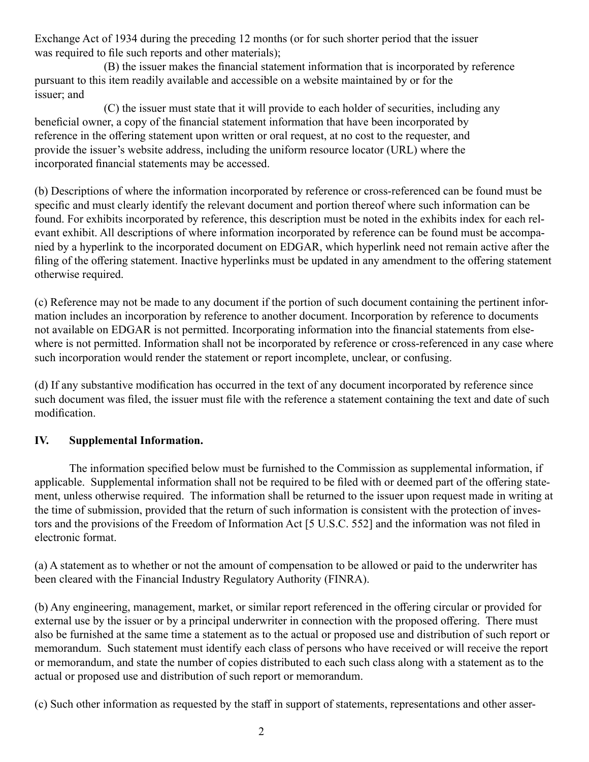Exchange Act of 1934 during the preceding 12 months (or for such shorter period that the issuer was required to file such reports and other materials);

(B) the issuer makes the financial statement information that is incorporated by reference pursuant to this item readily available and accessible on a website maintained by or for the issuer; and

(C) the issuer must state that it will provide to each holder of securities, including any beneficial owner, a copy of the financial statement information that have been incorporated by reference in the offering statement upon written or oral request, at no cost to the requester, and provide the issuer's website address, including the uniform resource locator (URL) where the incorporated financial statements may be accessed.

(b) Descriptions of where the information incorporated by reference or cross-referenced can be found must be specific and must clearly identify the relevant document and portion thereof where such information can be found. For exhibits incorporated by reference, this description must be noted in the exhibits index for each relevant exhibit. All descriptions of where information incorporated by reference can be found must be accompanied by a hyperlink to the incorporated document on EDGAR, which hyperlink need not remain active after the filing of the offering statement. Inactive hyperlinks must be updated in any amendment to the offering statement otherwise required.

(c) Reference may not be made to any document if the portion of such document containing the pertinent information includes an incorporation by reference to another document. Incorporation by reference to documents not available on EDGAR is not permitted. Incorporating information into the financial statements from elsewhere is not permitted. Information shall not be incorporated by reference or cross-referenced in any case where such incorporation would render the statement or report incomplete, unclear, or confusing.

(d) If any substantive modification has occurred in the text of any document incorporated by reference since such document was filed, the issuer must file with the reference a statement containing the text and date of such modification.

## IV. Supplemental Information.

The information specified below must be furnished to the Commission as supplemental information, if applicable. Supplemental information shall not be required to be filed with or deemed part of the offering statement, unless otherwise required. The information shall be returned to the issuer upon request made in writing at the time of submission, provided that the return of such information is consistent with the protection of investors and the provisions of the Freedom of Information Act [5 U.S.C. 552] and the information was not filed in electronic format.

(a) A statement as to whether or not the amount of compensation to be allowed or paid to the underwriter has been cleared with the Financial Industry Regulatory Authority (FINRA).

(b) Any engineering, management, market, or similar report referenced in the offering circular or provided for external use by the issuer or by a principal underwriter in connection with the proposed offering. There must also be furnished at the same time a statement as to the actual or proposed use and distribution of such report or memorandum. Such statement must identify each class of persons who have received or will receive the report or memorandum, and state the number of copies distributed to each such class along with a statement as to the actual or proposed use and distribution of such report or memorandum.

(c) Such other information as requested by the staff in support of statements, representations and other asser-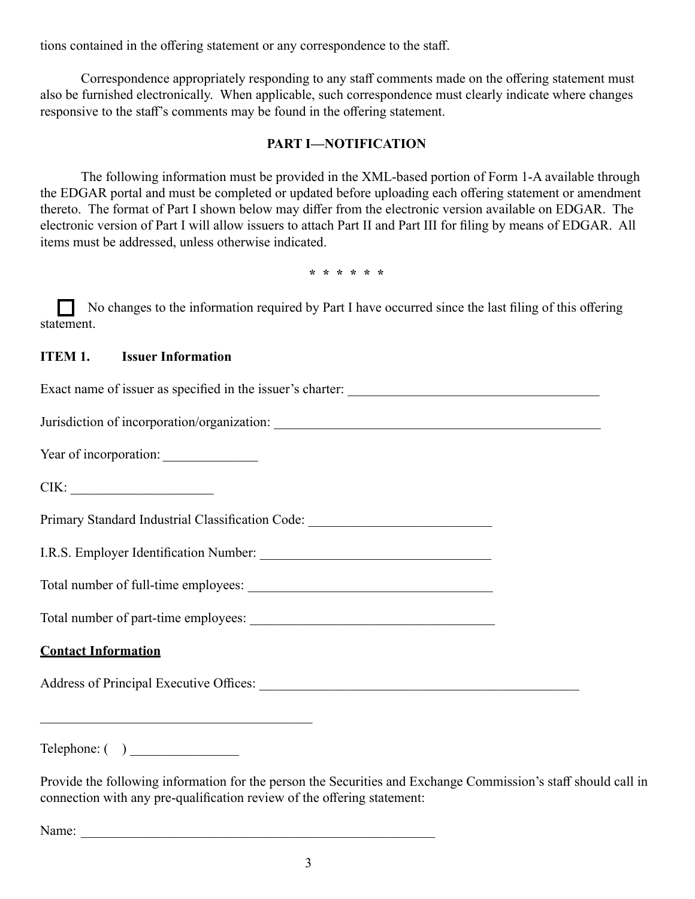tions contained in the offering statement or any correspondence to the staff.

Correspondence appropriately responding to any staff comments made on the offering statement must also be furnished electronically. When applicable, such correspondence must clearly indicate where changes responsive to the staff's comments may be found in the offering statement.

## PART I—NOTIFICATION

The following information must be provided in the XML-based portion of Form 1-A available through the EDGAR portal and must be completed or updated before uploading each offering statement or amendment thereto. The format of Part I shown below may differ from the electronic version available on EDGAR. The electronic version of Part I will allow issuers to attach Part II and Part III for filing by means of EDGAR. All items must be addressed, unless otherwise indicated.

\* \* \* \* \* \*

☐ No changes to the information required by Part I have occurred since the last filing of this offering statement.

**ITEM 1. Issuer Information**

Exact name of issuer as specified in the issuer's charter: ______________________________________

Jurisdiction of incorporation/organization: __________________________________________________

Year of incorporation: ______________

CIK: _____________________

Primary Standard Industrial Classification Code: ___________________________

I.R.S. Employer Identification Number: __________________________________

Total number of full-time employees: ____________________________________

Total number of part-time employees: ____________________________________

**<u>Contact Information</u>**

Address of Principal Executive Offices: _________________________________________________

_________________________________________

Telephone: (    ) ________________

Provide the following information for the person the Securities and Exchange Commission's staff should call in connection with any pre-qualification review of the offering statement:

Name: _____________________________________________________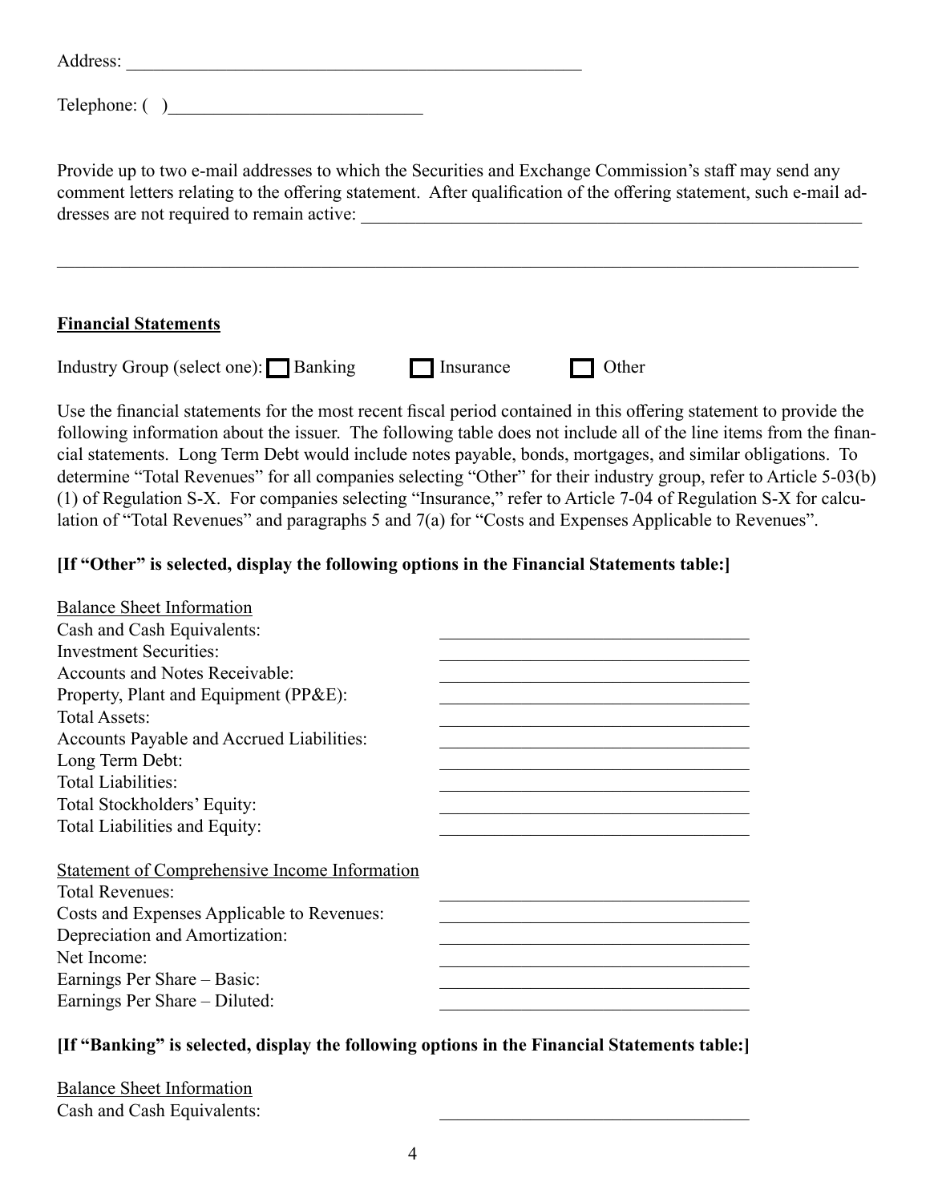Address: ___________________________________________________

Telephone: ( )____________________________

Provide up to two e-mail addresses to which the Securities and Exchange Commission's staff may send any comment letters relating to the offering statement. After qualification of the offering statement, such e-mail addresses are not required to remain active: ________________________________________________________

_________________________________________________________________________________________

**Financial Statements**

Industry Group (select one): ☐ Banking ☐ Insurance ☐ Other

Use the financial statements for the most recent fiscal period contained in this offering statement to provide the following information about the issuer. The following table does not include all of the line items from the financial statements. Long Term Debt would include notes payable, bonds, mortgages, and similar obligations. To determine "Total Revenues" for all companies selecting "Other" for their industry group, refer to Article 5-03(b)(1) of Regulation S-X. For companies selecting "Insurance," refer to Article 7-04 of Regulation S-X for calculation of "Total Revenues" and paragraphs 5 and 7(a) for "Costs and Expenses Applicable to Revenues".

**[If "Other" is selected, display the following options in the Financial Statements table:]**

| Balance Sheet Information | |
|---|---|
| Cash and Cash Equivalents: | ______________ |
| Investment Securities: | ______________ |
| Accounts and Notes Receivable: | ______________ |
| Property, Plant and Equipment (PP&E): | ______________ |
| Total Assets: | ______________ |
| Accounts Payable and Accrued Liabilities: | ______________ |
| Long Term Debt: | ______________ |
| Total Liabilities: | ______________ |
| Total Stockholders' Equity: | ______________ |
| Total Liabilities and Equity: | ______________ |

| Statement of Comprehensive Income Information | |
|---|---|
| Total Revenues: | ______________ |
| Costs and Expenses Applicable to Revenues: | ______________ |
| Depreciation and Amortization: | ______________ |
| Net Income: | ______________ |
| Earnings Per Share – Basic: | ______________ |
| Earnings Per Share – Diluted: | ______________ |

**[If "Banking" is selected, display the following options in the Financial Statements table:]**

| Balance Sheet Information | |
|---|---|
| Cash and Cash Equivalents: | ______________ |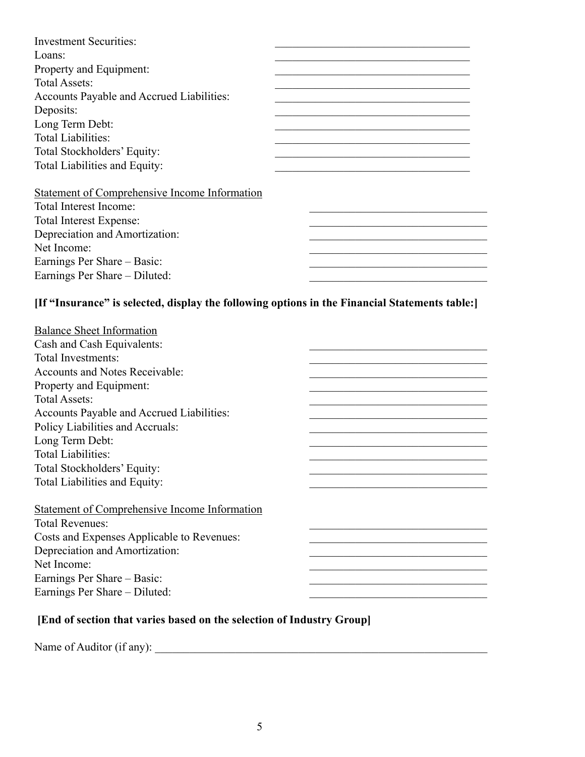Investment Securities: ______________________________
Loans: ______________________________
Property and Equipment: ______________________________
Total Assets: ______________________________
Accounts Payable and Accrued Liabilities: ______________________________
Deposits: ______________________________
Long Term Debt: ______________________________
Total Liabilities: ______________________________
Total Stockholders' Equity: ______________________________
Total Liabilities and Equity: ______________________________

<u>Statement of Comprehensive Income Information</u>
Total Interest Income: ______________________________
Total Interest Expense: ______________________________
Depreciation and Amortization: ______________________________
Net Income: ______________________________
Earnings Per Share – Basic: ______________________________
Earnings Per Share – Diluted: ______________________________

**[If "Insurance" is selected, display the following options in the Financial Statements table:]**

<u>Balance Sheet Information</u>
Cash and Cash Equivalents: ______________________________
Total Investments: ______________________________
Accounts and Notes Receivable: ______________________________
Property and Equipment: ______________________________
Total Assets: ______________________________
Accounts Payable and Accrued Liabilities: ______________________________
Policy Liabilities and Accruals: ______________________________
Long Term Debt: ______________________________
Total Liabilities: ______________________________
Total Stockholders' Equity: ______________________________
Total Liabilities and Equity: ______________________________

<u>Statement of Comprehensive Income Information</u>
Total Revenues: ______________________________
Costs and Expenses Applicable to Revenues: ______________________________
Depreciation and Amortization: ______________________________
Net Income: ______________________________
Earnings Per Share – Basic: ______________________________
Earnings Per Share – Diluted: ______________________________

**[End of section that varies based on the selection of Industry Group]**

Name of Auditor (if any): ____________________________________________________________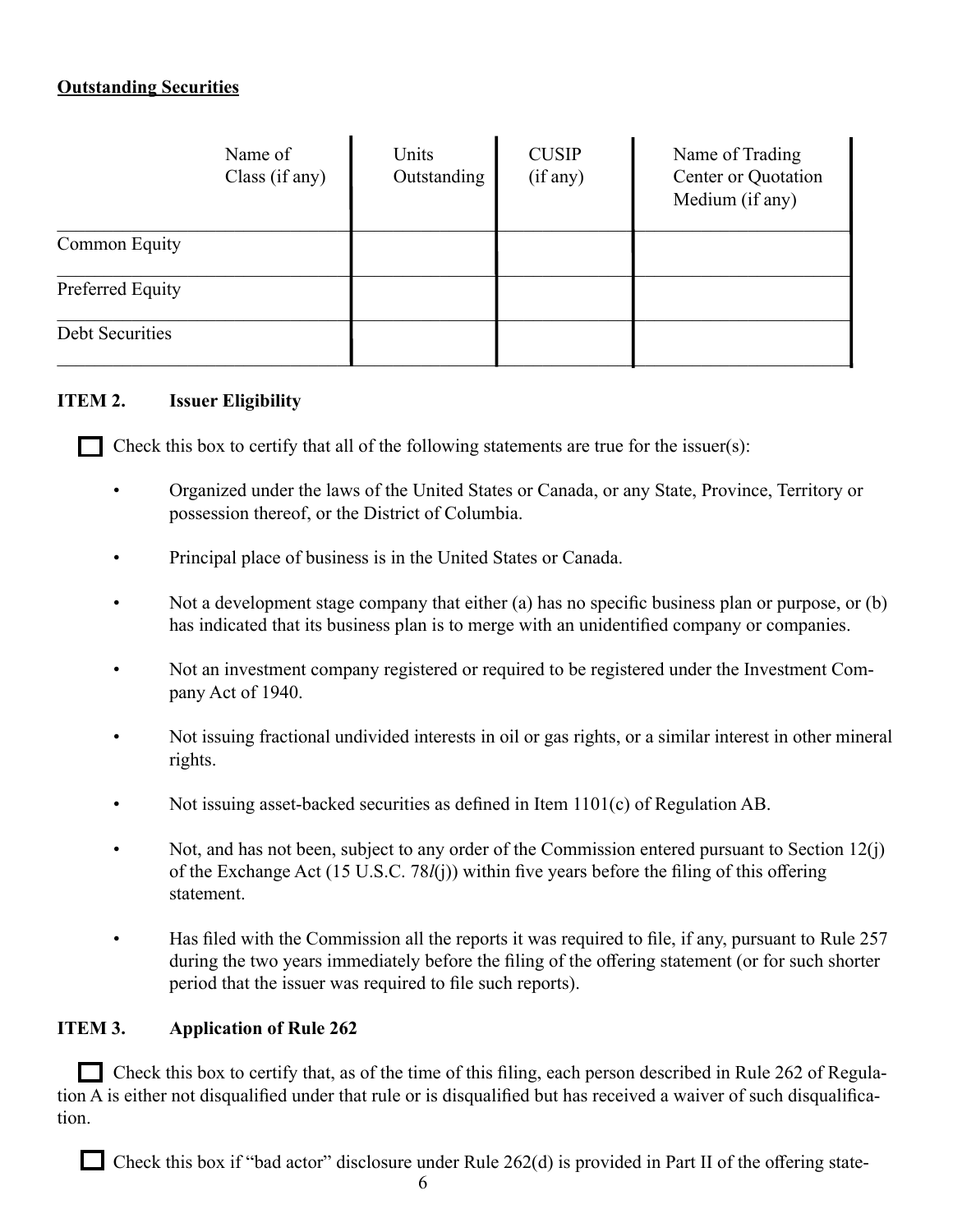**Outstanding Securities**

| | Name of Class (if any) | Units Outstanding | CUSIP (if any) | Name of Trading Center or Quotation Medium (if any) |
|---|---|---|---|---|
| Common Equity | | | | |
| Preferred Equity | | | | |
| Debt Securities | | | | |

**ITEM 2. Issuer Eligibility**

☐ Check this box to certify that all of the following statements are true for the issuer(s):

- Organized under the laws of the United States or Canada, or any State, Province, Territory or possession thereof, or the District of Columbia.
- Principal place of business is in the United States or Canada.
- Not a development stage company that either (a) has no specific business plan or purpose, or (b) has indicated that its business plan is to merge with an unidentified company or companies.
- Not an investment company registered or required to be registered under the Investment Company Act of 1940.
- Not issuing fractional undivided interests in oil or gas rights, or a similar interest in other mineral rights.
- Not issuing asset-backed securities as defined in Item 1101(c) of Regulation AB.
- Not, and has not been, subject to any order of the Commission entered pursuant to Section 12(j) of the Exchange Act (15 U.S.C. 78*l*(j)) within five years before the filing of this offering statement.
- Has filed with the Commission all the reports it was required to file, if any, pursuant to Rule 257 during the two years immediately before the filing of the offering statement (or for such shorter period that the issuer was required to file such reports).

**ITEM 3. Application of Rule 262**

☐ Check this box to certify that, as of the time of this filing, each person described in Rule 262 of Regulation A is either not disqualified under that rule or is disqualified but has received a waiver of such disqualification.

☐ Check this box if "bad actor" disclosure under Rule 262(d) is provided in Part II of the offering state-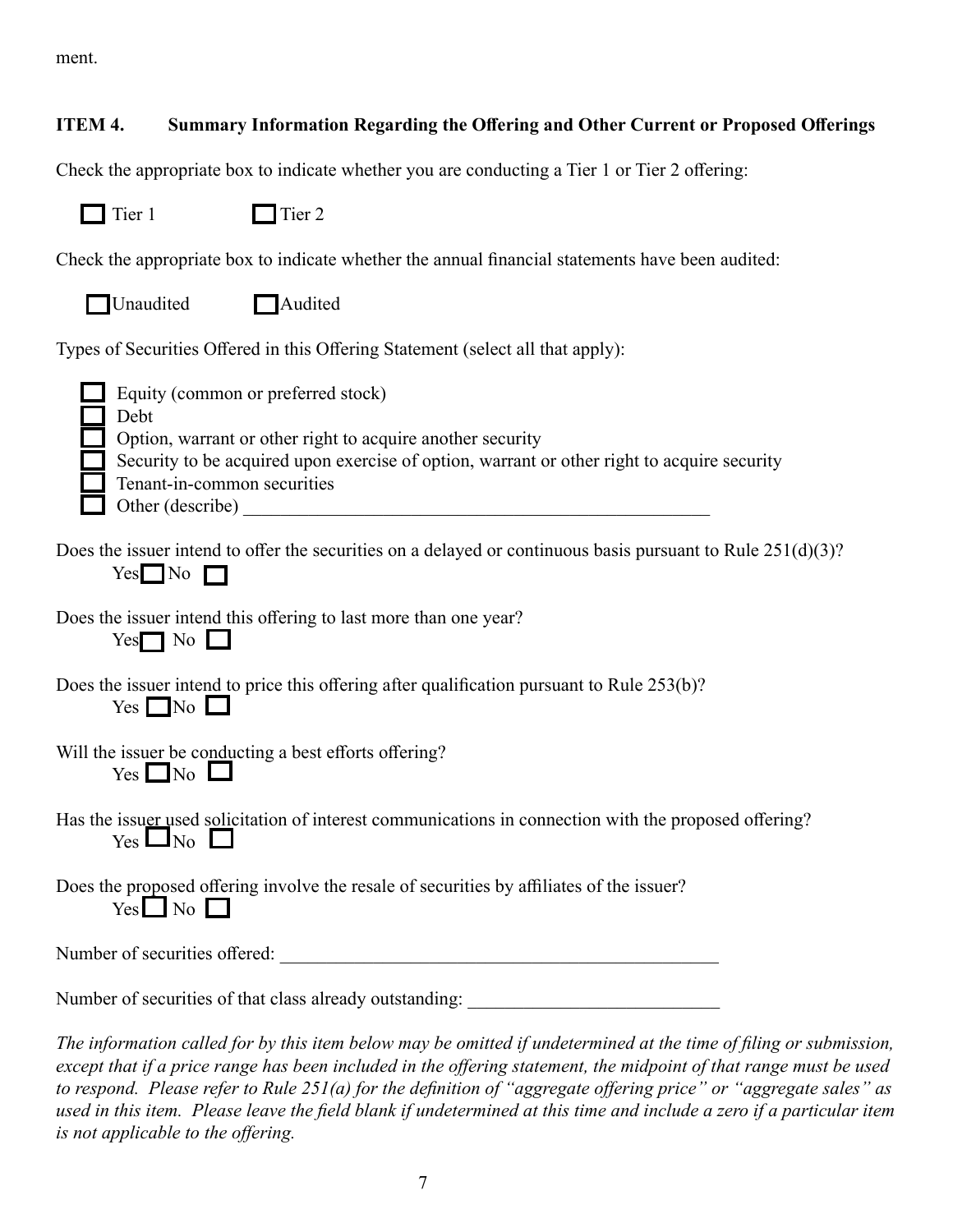ment.

**ITEM 4. Summary Information Regarding the Offering and Other Current or Proposed Offerings**

Check the appropriate box to indicate whether you are conducting a Tier 1 or Tier 2 offering:

☐ Tier 1 ☐ Tier 2

Check the appropriate box to indicate whether the annual financial statements have been audited:

☐ Unaudited ☐ Audited

Types of Securities Offered in this Offering Statement (select all that apply):

☐ Equity (common or preferred stock)
☐ Debt
☐ Option, warrant or other right to acquire another security
☐ Security to be acquired upon exercise of option, warrant or other right to acquire security
☐ Tenant-in-common securities
☐ Other (describe) ______________________________________________

Does the issuer intend to offer the securities on a delayed or continuous basis pursuant to Rule 251(d)(3)?
Yes ☐ No ☐

Does the issuer intend this offering to last more than one year?
Yes ☐ No ☐

Does the issuer intend to price this offering after qualification pursuant to Rule 253(b)?
Yes ☐ No ☐

Will the issuer be conducting a best efforts offering?
Yes ☐ No ☐

Has the issuer used solicitation of interest communications in connection with the proposed offering?
Yes ☐ No ☐

Does the proposed offering involve the resale of securities by affiliates of the issuer?
Yes ☐ No ☐

Number of securities offered: ______________________________________________

Number of securities of that class already outstanding: ___________________________

*The information called for by this item below may be omitted if undetermined at the time of filing or submission, except that if a price range has been included in the offering statement, the midpoint of that range must be used to respond. Please refer to Rule 251(a) for the definition of "aggregate offering price" or "aggregate sales" as used in this item. Please leave the field blank if undetermined at this time and include a zero if a particular item is not applicable to the offering.*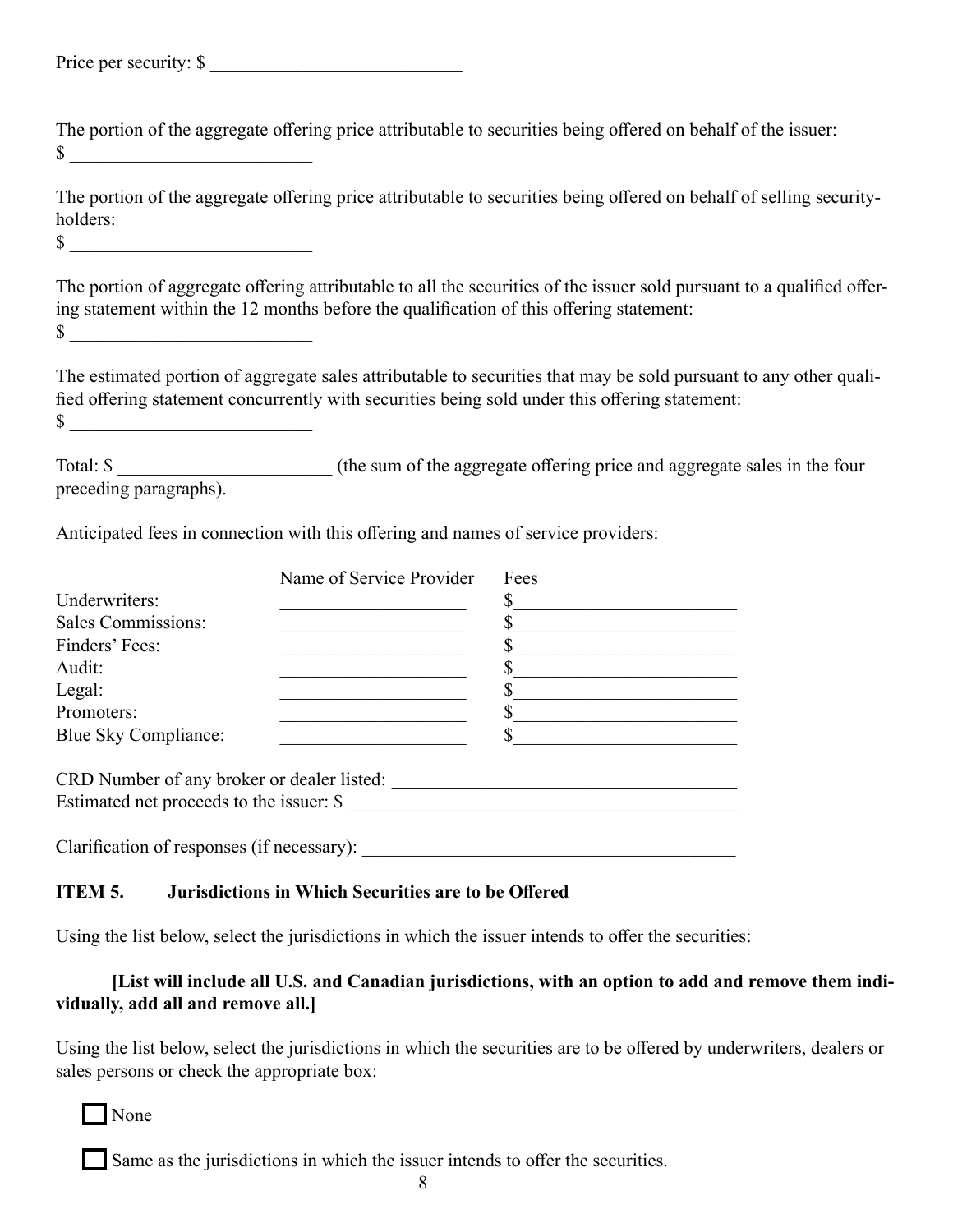Price per security: $ ___________________________

The portion of the aggregate offering price attributable to securities being offered on behalf of the issuer:
$ __________________________

The portion of the aggregate offering price attributable to securities being offered on behalf of selling security-holders:
$ __________________________

The portion of aggregate offering attributable to all the securities of the issuer sold pursuant to a qualified offering statement within the 12 months before the qualification of this offering statement:
$ __________________________

The estimated portion of aggregate sales attributable to securities that may be sold pursuant to any other qualified offering statement concurrently with securities being sold under this offering statement:
$ __________________________

Total: $ _______________________ (the sum of the aggregate offering price and aggregate sales in the four preceding paragraphs).

Anticipated fees in connection with this offering and names of service providers:

| | Name of Service Provider | Fees |
|---|---|---|
| Underwriters: | ____________________ | $________________________ |
| Sales Commissions: | ____________________ | $________________________ |
| Finders' Fees: | ____________________ | $________________________ |
| Audit: | ____________________ | $________________________ |
| Legal: | ____________________ | $________________________ |
| Promoters: | ____________________ | $________________________ |
| Blue Sky Compliance: | ____________________ | $________________________ |

CRD Number of any broker or dealer listed: _____________________________________
Estimated net proceeds to the issuer: $ __________________________________________

Clarification of responses (if necessary): ________________________________________

**ITEM 5. Jurisdictions in Which Securities are to be Offered**

Using the list below, select the jurisdictions in which the issuer intends to offer the securities:

**[List will include all U.S. and Canadian jurisdictions, with an option to add and remove them individually, add all and remove all.]**

Using the list below, select the jurisdictions in which the securities are to be offered by underwriters, dealers or sales persons or check the appropriate box:

☐ None

☐ Same as the jurisdictions in which the issuer intends to offer the securities.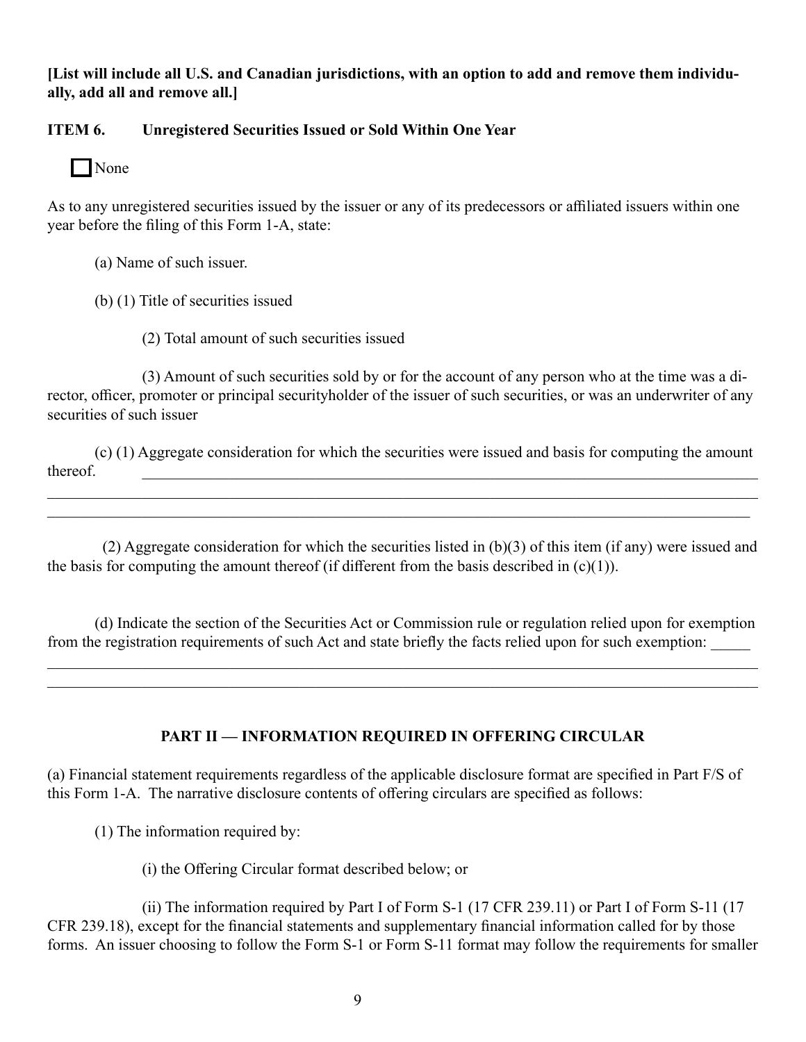**[List will include all U.S. and Canadian jurisdictions, with an option to add and remove them individually, add all and remove all.]**

**ITEM 6. Unregistered Securities Issued or Sold Within One Year**

☐ None

As to any unregistered securities issued by the issuer or any of its predecessors or affiliated issuers within one year before the filing of this Form 1-A, state:

(a) Name of such issuer.

(b) (1) Title of securities issued

(2) Total amount of such securities issued

(3) Amount of such securities sold by or for the account of any person who at the time was a director, officer, promoter or principal securityholder of the issuer of such securities, or was an underwriter of any securities of such issuer

(c) (1) Aggregate consideration for which the securities were issued and basis for computing the amount thereof. \_\_\_\_\_\_\_\_\_\_\_\_\_\_\_\_\_\_\_\_\_\_\_\_\_\_\_\_\_\_\_\_\_\_\_\_\_\_\_\_\_\_\_\_\_\_\_\_\_\_\_\_\_\_\_\_\_\_\_\_\_\_\_\_\_\_\_\_\_\_

\_\_\_\_\_\_\_\_\_\_\_\_\_\_\_\_\_\_\_\_\_\_\_\_\_\_\_\_\_\_\_\_\_\_\_\_\_\_\_\_\_\_\_\_\_\_\_\_\_\_\_\_\_\_\_\_\_\_\_\_\_\_\_\_\_\_\_\_\_\_\_\_\_\_\_\_\_\_\_\_\_\_\_\_\_\_\_\_

\_\_\_\_\_\_\_\_\_\_\_\_\_\_\_\_\_\_\_\_\_\_\_\_\_\_\_\_\_\_\_\_\_\_\_\_\_\_\_\_\_\_\_\_\_\_\_\_\_\_\_\_\_\_\_\_\_\_\_\_\_\_\_\_\_\_\_\_\_\_\_\_\_\_\_\_\_\_\_\_\_\_\_\_\_\_\_\_

(2) Aggregate consideration for which the securities listed in (b)(3) of this item (if any) were issued and the basis for computing the amount thereof (if different from the basis described in (c)(1)).

(d) Indicate the section of the Securities Act or Commission rule or regulation relied upon for exemption from the registration requirements of such Act and state briefly the facts relied upon for such exemption: \_\_\_\_\_

\_\_\_\_\_\_\_\_\_\_\_\_\_\_\_\_\_\_\_\_\_\_\_\_\_\_\_\_\_\_\_\_\_\_\_\_\_\_\_\_\_\_\_\_\_\_\_\_\_\_\_\_\_\_\_\_\_\_\_\_\_\_\_\_\_\_\_\_\_\_\_\_\_\_\_\_\_\_\_\_\_\_\_\_\_\_\_\_

\_\_\_\_\_\_\_\_\_\_\_\_\_\_\_\_\_\_\_\_\_\_\_\_\_\_\_\_\_\_\_\_\_\_\_\_\_\_\_\_\_\_\_\_\_\_\_\_\_\_\_\_\_\_\_\_\_\_\_\_\_\_\_\_\_\_\_\_\_\_\_\_\_\_\_\_\_\_\_\_\_\_\_\_\_\_\_\_

## PART II — INFORMATION REQUIRED IN OFFERING CIRCULAR

(a) Financial statement requirements regardless of the applicable disclosure format are specified in Part F/S of this Form 1-A. The narrative disclosure contents of offering circulars are specified as follows:

(1) The information required by:

(i) the Offering Circular format described below; or

(ii) The information required by Part I of Form S-1 (17 CFR 239.11) or Part I of Form S-11 (17 CFR 239.18), except for the financial statements and supplementary financial information called for by those forms. An issuer choosing to follow the Form S-1 or Form S-11 format may follow the requirements for smaller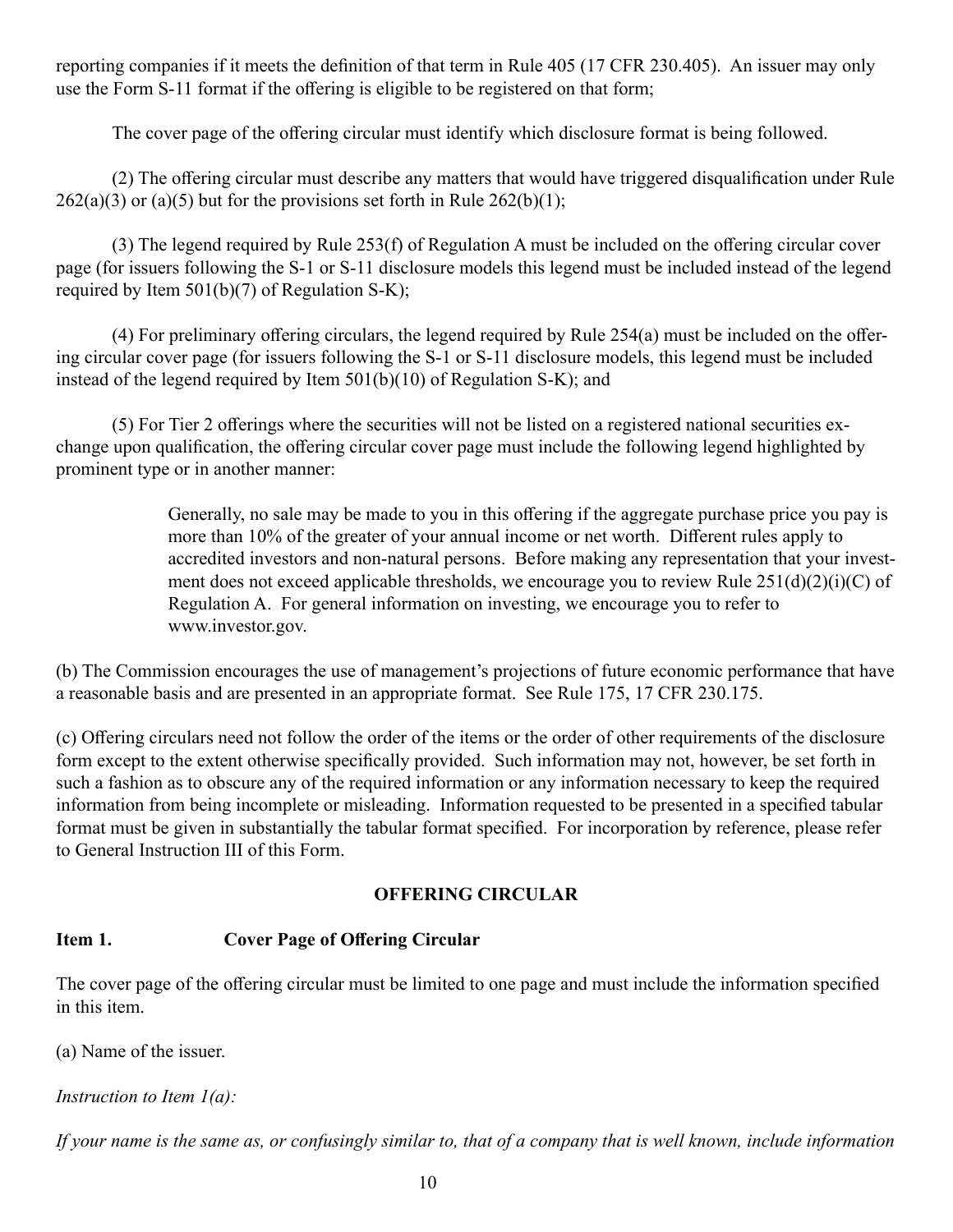reporting companies if it meets the definition of that term in Rule 405 (17 CFR 230.405). An issuer may only use the Form S-11 format if the offering is eligible to be registered on that form;

The cover page of the offering circular must identify which disclosure format is being followed.

(2) The offering circular must describe any matters that would have triggered disqualification under Rule 262(a)(3) or (a)(5) but for the provisions set forth in Rule 262(b)(1);

(3) The legend required by Rule 253(f) of Regulation A must be included on the offering circular cover page (for issuers following the S-1 or S-11 disclosure models this legend must be included instead of the legend required by Item 501(b)(7) of Regulation S-K);

(4) For preliminary offering circulars, the legend required by Rule 254(a) must be included on the offering circular cover page (for issuers following the S-1 or S-11 disclosure models, this legend must be included instead of the legend required by Item 501(b)(10) of Regulation S-K); and

(5) For Tier 2 offerings where the securities will not be listed on a registered national securities exchange upon qualification, the offering circular cover page must include the following legend highlighted by prominent type or in another manner:

> Generally, no sale may be made to you in this offering if the aggregate purchase price you pay is more than 10% of the greater of your annual income or net worth. Different rules apply to accredited investors and non-natural persons. Before making any representation that your investment does not exceed applicable thresholds, we encourage you to review Rule 251(d)(2)(i)(C) of Regulation A. For general information on investing, we encourage you to refer to www.investor.gov.

(b) The Commission encourages the use of management's projections of future economic performance that have a reasonable basis and are presented in an appropriate format. See Rule 175, 17 CFR 230.175.

(c) Offering circulars need not follow the order of the items or the order of other requirements of the disclosure form except to the extent otherwise specifically provided. Such information may not, however, be set forth in such a fashion as to obscure any of the required information or any information necessary to keep the required information from being incomplete or misleading. Information requested to be presented in a specified tabular format must be given in substantially the tabular format specified. For incorporation by reference, please refer to General Instruction III of this Form.

## OFFERING CIRCULAR

### Item 1. Cover Page of Offering Circular

The cover page of the offering circular must be limited to one page and must include the information specified in this item.

(a) Name of the issuer.

*Instruction to Item 1(a):*

*If your name is the same as, or confusingly similar to, that of a company that is well known, include information*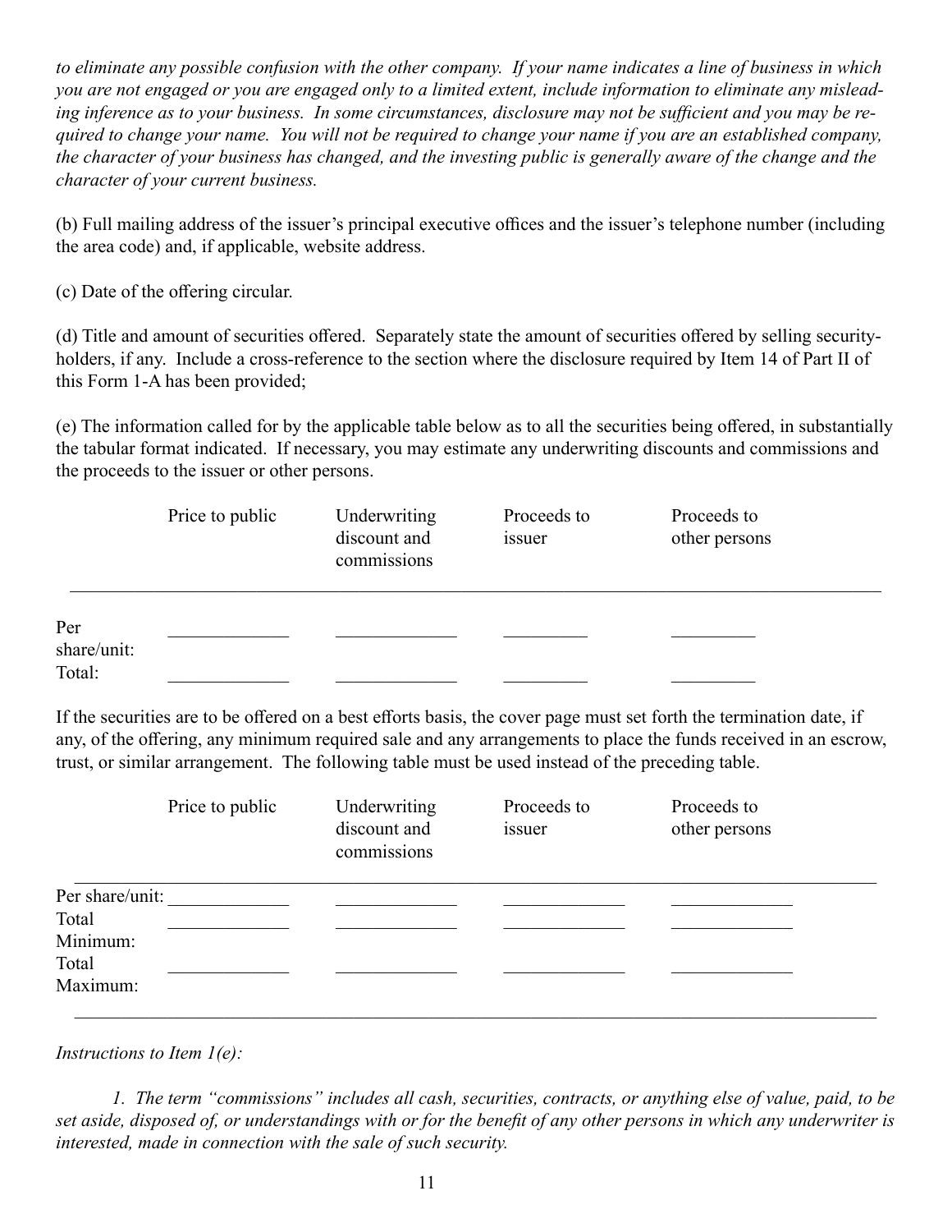*to eliminate any possible confusion with the other company. If your name indicates a line of business in which you are not engaged or you are engaged only to a limited extent, include information to eliminate any misleading inference as to your business. In some circumstances, disclosure may not be sufficient and you may be required to change your name. You will not be required to change your name if you are an established company, the character of your business has changed, and the investing public is generally aware of the change and the character of your current business.*

(b) Full mailing address of the issuer's principal executive offices and the issuer's telephone number (including the area code) and, if applicable, website address.

(c) Date of the offering circular.

(d) Title and amount of securities offered. Separately state the amount of securities offered by selling securityholders, if any. Include a cross-reference to the section where the disclosure required by Item 14 of Part II of this Form 1-A has been provided;

(e) The information called for by the applicable table below as to all the securities being offered, in substantially the tabular format indicated. If necessary, you may estimate any underwriting discounts and commissions and the proceeds to the issuer or other persons.

| | Price to public | Underwriting discount and commissions | Proceeds to issuer | Proceeds to other persons |
|---|---|---|---|---|
| Per share/unit: | _____________ | _____________ | _________ | _________ |
| Total: | _____________ | _____________ | _________ | _________ |

If the securities are to be offered on a best efforts basis, the cover page must set forth the termination date, if any, of the offering, any minimum required sale and any arrangements to place the funds received in an escrow, trust, or similar arrangement. The following table must be used instead of the preceding table.

| | Price to public | Underwriting discount and commissions | Proceeds to issuer | Proceeds to other persons |
|---|---|---|---|---|
| Per share/unit: | _____________ | _____________ | _____________ | _____________ |
| Total Minimum: | _____________ | _____________ | _____________ | _____________ |
| Total Maximum: | _____________ | _____________ | _____________ | _____________ |

*Instructions to Item 1(e):*

*1. The term "commissions" includes all cash, securities, contracts, or anything else of value, paid, to be set aside, disposed of, or understandings with or for the benefit of any other persons in which any underwriter is interested, made in connection with the sale of such security.*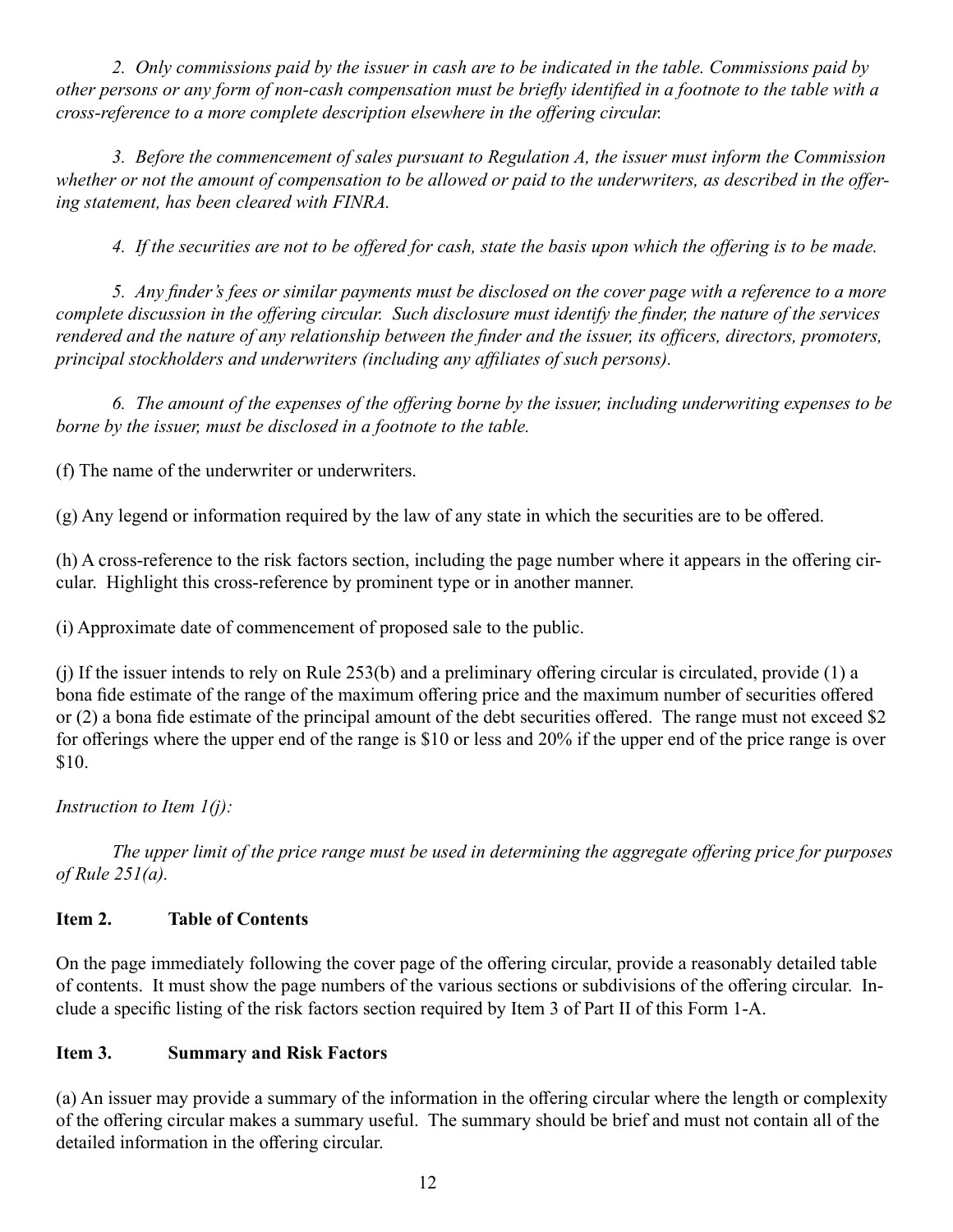*2. Only commissions paid by the issuer in cash are to be indicated in the table. Commissions paid by other persons or any form of non-cash compensation must be briefly identified in a footnote to the table with a cross-reference to a more complete description elsewhere in the offering circular.*

*3. Before the commencement of sales pursuant to Regulation A, the issuer must inform the Commission whether or not the amount of compensation to be allowed or paid to the underwriters, as described in the offering statement, has been cleared with FINRA.*

*4. If the securities are not to be offered for cash, state the basis upon which the offering is to be made.*

*5. Any finder's fees or similar payments must be disclosed on the cover page with a reference to a more complete discussion in the offering circular. Such disclosure must identify the finder, the nature of the services rendered and the nature of any relationship between the finder and the issuer, its officers, directors, promoters, principal stockholders and underwriters (including any affiliates of such persons).*

*6. The amount of the expenses of the offering borne by the issuer, including underwriting expenses to be borne by the issuer, must be disclosed in a footnote to the table.*

(f) The name of the underwriter or underwriters.

(g) Any legend or information required by the law of any state in which the securities are to be offered.

(h) A cross-reference to the risk factors section, including the page number where it appears in the offering circular. Highlight this cross-reference by prominent type or in another manner.

(i) Approximate date of commencement of proposed sale to the public.

(j) If the issuer intends to rely on Rule 253(b) and a preliminary offering circular is circulated, provide (1) a bona fide estimate of the range of the maximum offering price and the maximum number of securities offered or (2) a bona fide estimate of the principal amount of the debt securities offered. The range must not exceed $2 for offerings where the upper end of the range is $10 or less and 20% if the upper end of the price range is over $10.

*Instruction to Item 1(j):*

*The upper limit of the price range must be used in determining the aggregate offering price for purposes of Rule 251(a).*

### Item 2. Table of Contents

On the page immediately following the cover page of the offering circular, provide a reasonably detailed table of contents. It must show the page numbers of the various sections or subdivisions of the offering circular. Include a specific listing of the risk factors section required by Item 3 of Part II of this Form 1-A.

### Item 3. Summary and Risk Factors

(a) An issuer may provide a summary of the information in the offering circular where the length or complexity of the offering circular makes a summary useful. The summary should be brief and must not contain all of the detailed information in the offering circular.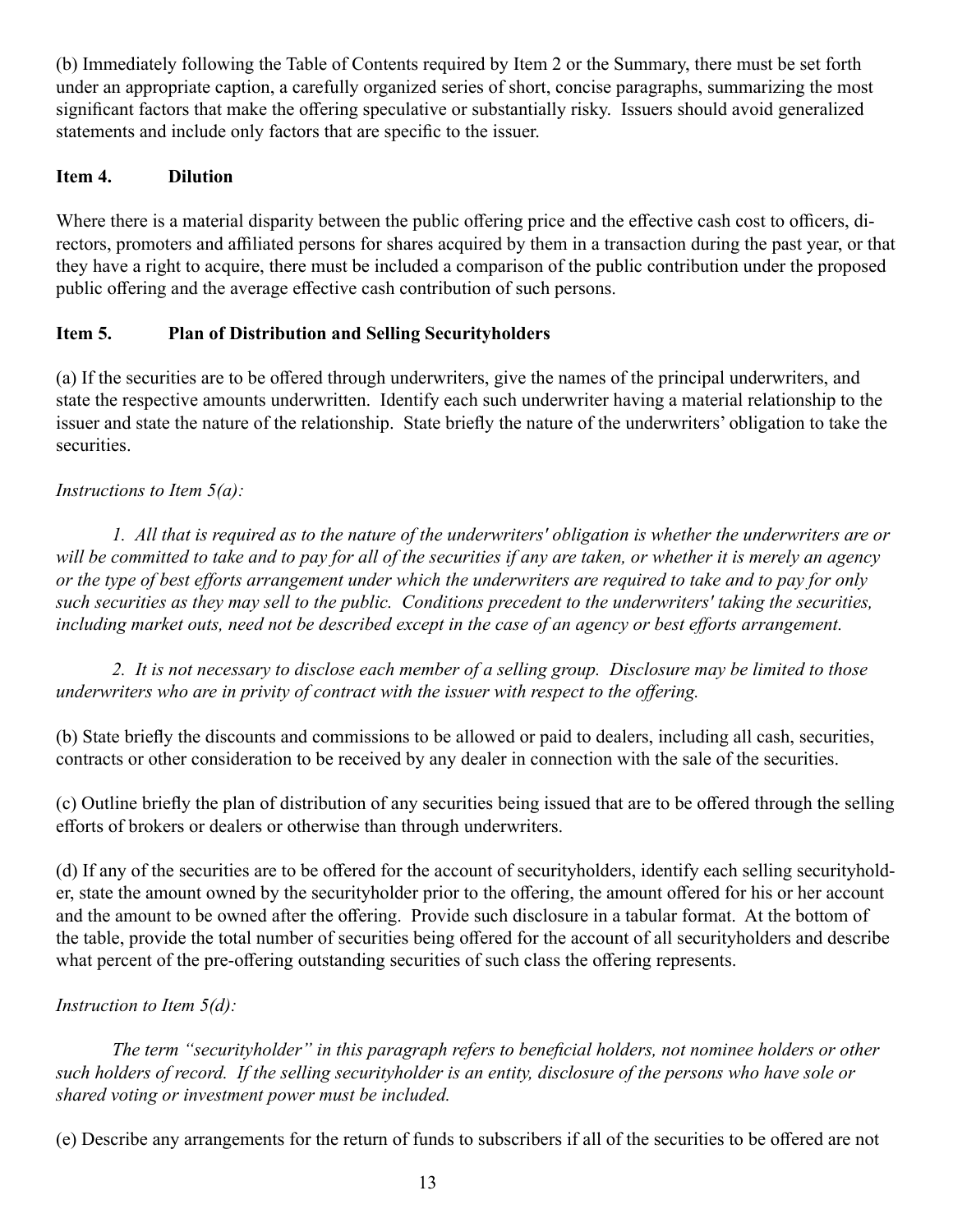(b) Immediately following the Table of Contents required by Item 2 or the Summary, there must be set forth under an appropriate caption, a carefully organized series of short, concise paragraphs, summarizing the most significant factors that make the offering speculative or substantially risky. Issuers should avoid generalized statements and include only factors that are specific to the issuer.

### Item 4. Dilution

Where there is a material disparity between the public offering price and the effective cash cost to officers, directors, promoters and affiliated persons for shares acquired by them in a transaction during the past year, or that they have a right to acquire, there must be included a comparison of the public contribution under the proposed public offering and the average effective cash contribution of such persons.

### Item 5. Plan of Distribution and Selling Securityholders

(a) If the securities are to be offered through underwriters, give the names of the principal underwriters, and state the respective amounts underwritten. Identify each such underwriter having a material relationship to the issuer and state the nature of the relationship. State briefly the nature of the underwriters' obligation to take the securities.

*Instructions to Item 5(a):*

*1. All that is required as to the nature of the underwriters' obligation is whether the underwriters are or will be committed to take and to pay for all of the securities if any are taken, or whether it is merely an agency or the type of best efforts arrangement under which the underwriters are required to take and to pay for only such securities as they may sell to the public. Conditions precedent to the underwriters' taking the securities, including market outs, need not be described except in the case of an agency or best efforts arrangement.*

*2. It is not necessary to disclose each member of a selling group. Disclosure may be limited to those underwriters who are in privity of contract with the issuer with respect to the offering.*

(b) State briefly the discounts and commissions to be allowed or paid to dealers, including all cash, securities, contracts or other consideration to be received by any dealer in connection with the sale of the securities.

(c) Outline briefly the plan of distribution of any securities being issued that are to be offered through the selling efforts of brokers or dealers or otherwise than through underwriters.

(d) If any of the securities are to be offered for the account of securityholders, identify each selling securityholder, state the amount owned by the securityholder prior to the offering, the amount offered for his or her account and the amount to be owned after the offering. Provide such disclosure in a tabular format. At the bottom of the table, provide the total number of securities being offered for the account of all securityholders and describe what percent of the pre-offering outstanding securities of such class the offering represents.

*Instruction to Item 5(d):*

*The term "securityholder" in this paragraph refers to beneficial holders, not nominee holders or other such holders of record. If the selling securityholder is an entity, disclosure of the persons who have sole or shared voting or investment power must be included.*

(e) Describe any arrangements for the return of funds to subscribers if all of the securities to be offered are not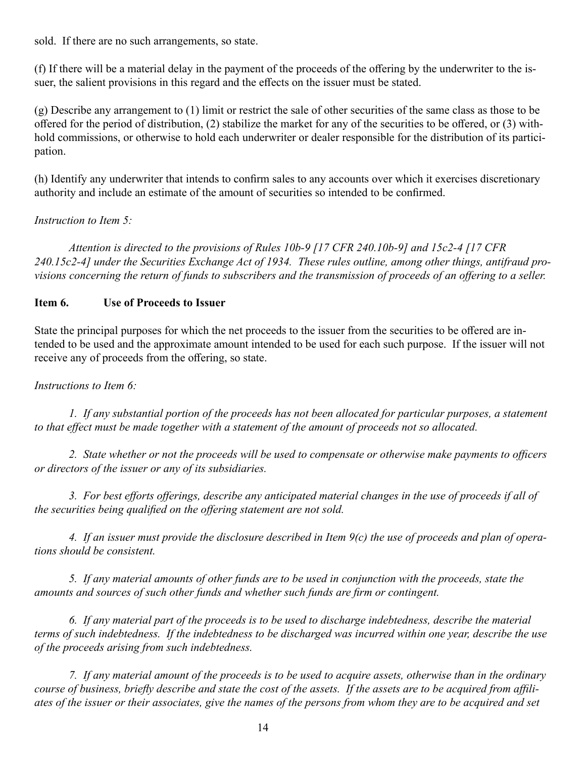sold. If there are no such arrangements, so state.

(f) If there will be a material delay in the payment of the proceeds of the offering by the underwriter to the issuer, the salient provisions in this regard and the effects on the issuer must be stated.

(g) Describe any arrangement to (1) limit or restrict the sale of other securities of the same class as those to be offered for the period of distribution, (2) stabilize the market for any of the securities to be offered, or (3) withhold commissions, or otherwise to hold each underwriter or dealer responsible for the distribution of its participation.

(h) Identify any underwriter that intends to confirm sales to any accounts over which it exercises discretionary authority and include an estimate of the amount of securities so intended to be confirmed.

*Instruction to Item 5:*

*Attention is directed to the provisions of Rules 10b-9 [17 CFR 240.10b-9] and 15c2-4 [17 CFR 240.15c2-4] under the Securities Exchange Act of 1934. These rules outline, among other things, antifraud provisions concerning the return of funds to subscribers and the transmission of proceeds of an offering to a seller.*

**Item 6. Use of Proceeds to Issuer**

State the principal purposes for which the net proceeds to the issuer from the securities to be offered are intended to be used and the approximate amount intended to be used for each such purpose. If the issuer will not receive any of proceeds from the offering, so state.

*Instructions to Item 6:*

*1. If any substantial portion of the proceeds has not been allocated for particular purposes, a statement to that effect must be made together with a statement of the amount of proceeds not so allocated.*

*2. State whether or not the proceeds will be used to compensate or otherwise make payments to officers or directors of the issuer or any of its subsidiaries.*

*3. For best efforts offerings, describe any anticipated material changes in the use of proceeds if all of the securities being qualified on the offering statement are not sold.*

*4. If an issuer must provide the disclosure described in Item 9(c) the use of proceeds and plan of operations should be consistent.*

*5. If any material amounts of other funds are to be used in conjunction with the proceeds, state the amounts and sources of such other funds and whether such funds are firm or contingent.*

*6. If any material part of the proceeds is to be used to discharge indebtedness, describe the material terms of such indebtedness. If the indebtedness to be discharged was incurred within one year, describe the use of the proceeds arising from such indebtedness.*

*7. If any material amount of the proceeds is to be used to acquire assets, otherwise than in the ordinary course of business, briefly describe and state the cost of the assets. If the assets are to be acquired from affiliates of the issuer or their associates, give the names of the persons from whom they are to be acquired and set*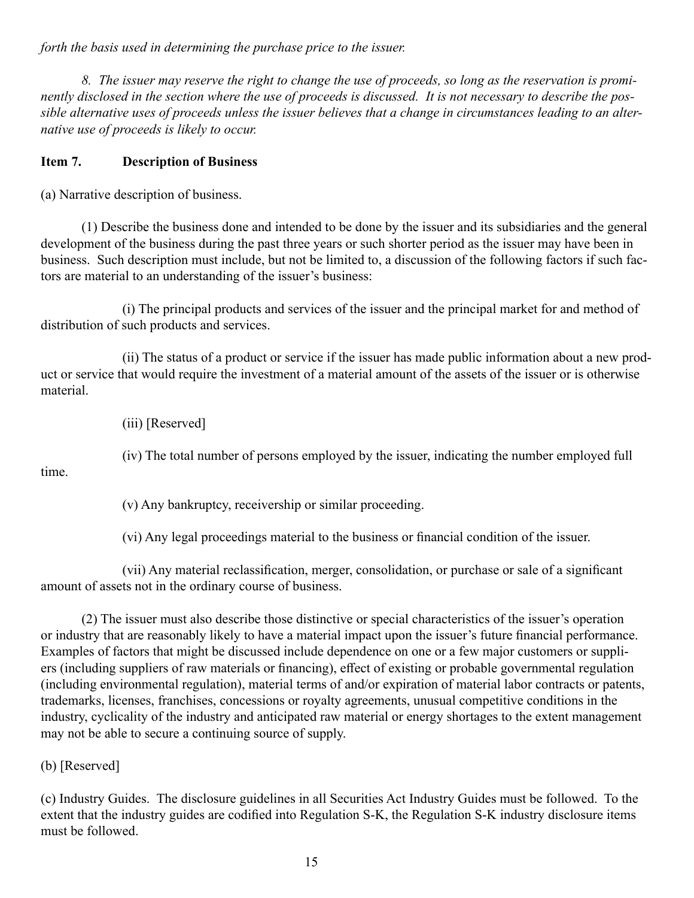*forth the basis used in determining the purchase price to the issuer.*

*8. The issuer may reserve the right to change the use of proceeds, so long as the reservation is prominently disclosed in the section where the use of proceeds is discussed. It is not necessary to describe the possible alternative uses of proceeds unless the issuer believes that a change in circumstances leading to an alternative use of proceeds is likely to occur.*

**Item 7. Description of Business**

(a) Narrative description of business.

(1) Describe the business done and intended to be done by the issuer and its subsidiaries and the general development of the business during the past three years or such shorter period as the issuer may have been in business. Such description must include, but not be limited to, a discussion of the following factors if such factors are material to an understanding of the issuer's business:

(i) The principal products and services of the issuer and the principal market for and method of distribution of such products and services.

(ii) The status of a product or service if the issuer has made public information about a new product or service that would require the investment of a material amount of the assets of the issuer or is otherwise material.

(iii) [Reserved]

(iv) The total number of persons employed by the issuer, indicating the number employed full time.

(v) Any bankruptcy, receivership or similar proceeding.

(vi) Any legal proceedings material to the business or financial condition of the issuer.

(vii) Any material reclassification, merger, consolidation, or purchase or sale of a significant amount of assets not in the ordinary course of business.

(2) The issuer must also describe those distinctive or special characteristics of the issuer's operation or industry that are reasonably likely to have a material impact upon the issuer's future financial performance. Examples of factors that might be discussed include dependence on one or a few major customers or suppliers (including suppliers of raw materials or financing), effect of existing or probable governmental regulation (including environmental regulation), material terms of and/or expiration of material labor contracts or patents, trademarks, licenses, franchises, concessions or royalty agreements, unusual competitive conditions in the industry, cyclicality of the industry and anticipated raw material or energy shortages to the extent management may not be able to secure a continuing source of supply.

(b) [Reserved]

(c) Industry Guides. The disclosure guidelines in all Securities Act Industry Guides must be followed. To the extent that the industry guides are codified into Regulation S-K, the Regulation S-K industry disclosure items must be followed.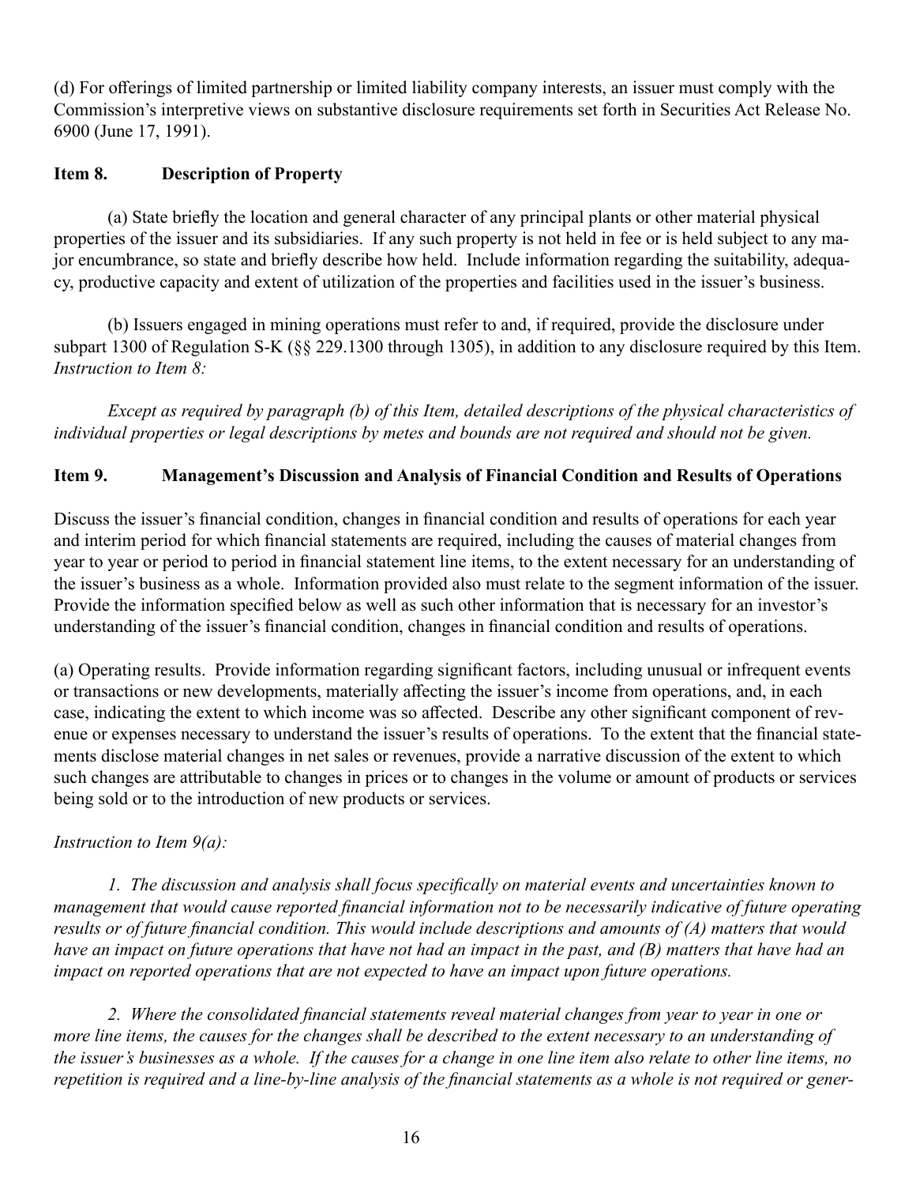(d) For offerings of limited partnership or limited liability company interests, an issuer must comply with the Commission's interpretive views on substantive disclosure requirements set forth in Securities Act Release No. 6900 (June 17, 1991).

### Item 8. Description of Property

(a) State briefly the location and general character of any principal plants or other material physical properties of the issuer and its subsidiaries. If any such property is not held in fee or is held subject to any major encumbrance, so state and briefly describe how held. Include information regarding the suitability, adequacy, productive capacity and extent of utilization of the properties and facilities used in the issuer's business.

(b) Issuers engaged in mining operations must refer to and, if required, provide the disclosure under subpart 1300 of Regulation S-K (§§ 229.1300 through 1305), in addition to any disclosure required by this Item.

*Instruction to Item 8:*

*Except as required by paragraph (b) of this Item, detailed descriptions of the physical characteristics of individual properties or legal descriptions by metes and bounds are not required and should not be given.*

### Item 9. Management's Discussion and Analysis of Financial Condition and Results of Operations

Discuss the issuer's financial condition, changes in financial condition and results of operations for each year and interim period for which financial statements are required, including the causes of material changes from year to year or period to period in financial statement line items, to the extent necessary for an understanding of the issuer's business as a whole. Information provided also must relate to the segment information of the issuer. Provide the information specified below as well as such other information that is necessary for an investor's understanding of the issuer's financial condition, changes in financial condition and results of operations.

(a) Operating results. Provide information regarding significant factors, including unusual or infrequent events or transactions or new developments, materially affecting the issuer's income from operations, and, in each case, indicating the extent to which income was so affected. Describe any other significant component of revenue or expenses necessary to understand the issuer's results of operations. To the extent that the financial statements disclose material changes in net sales or revenues, provide a narrative discussion of the extent to which such changes are attributable to changes in prices or to changes in the volume or amount of products or services being sold or to the introduction of new products or services.

*Instruction to Item 9(a):*

*1. The discussion and analysis shall focus specifically on material events and uncertainties known to management that would cause reported financial information not to be necessarily indicative of future operating results or of future financial condition. This would include descriptions and amounts of (A) matters that would have an impact on future operations that have not had an impact in the past, and (B) matters that have had an impact on reported operations that are not expected to have an impact upon future operations.*

*2. Where the consolidated financial statements reveal material changes from year to year in one or more line items, the causes for the changes shall be described to the extent necessary to an understanding of the issuer's businesses as a whole. If the causes for a change in one line item also relate to other line items, no repetition is required and a line-by-line analysis of the financial statements as a whole is not required or gener-*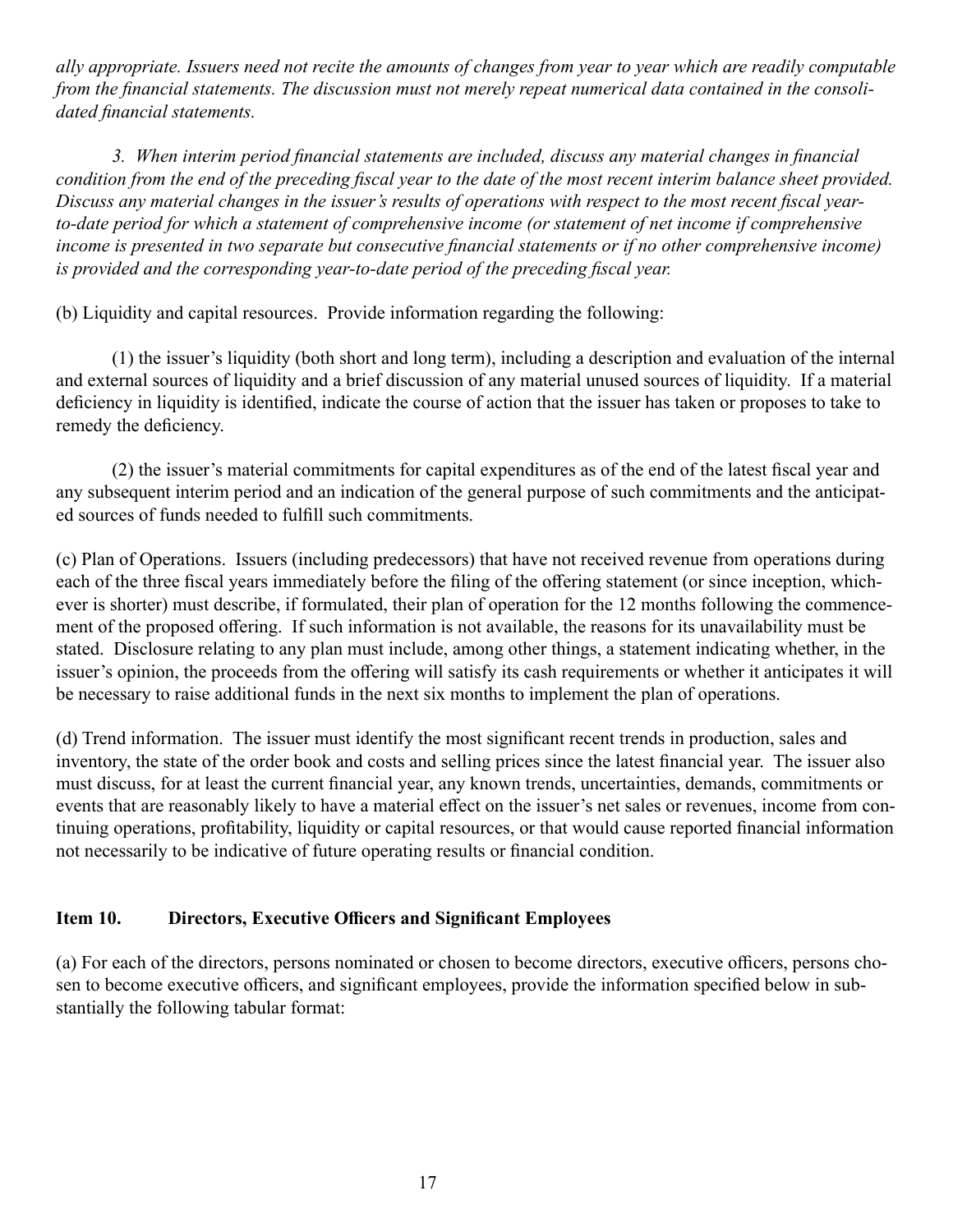*ally appropriate. Issuers need not recite the amounts of changes from year to year which are readily computable from the financial statements. The discussion must not merely repeat numerical data contained in the consolidated financial statements.*

*3. When interim period financial statements are included, discuss any material changes in financial condition from the end of the preceding fiscal year to the date of the most recent interim balance sheet provided. Discuss any material changes in the issuer's results of operations with respect to the most recent fiscal year-to-date period for which a statement of comprehensive income (or statement of net income if comprehensive income is presented in two separate but consecutive financial statements or if no other comprehensive income) is provided and the corresponding year-to-date period of the preceding fiscal year.*

(b) Liquidity and capital resources. Provide information regarding the following:

(1) the issuer's liquidity (both short and long term), including a description and evaluation of the internal and external sources of liquidity and a brief discussion of any material unused sources of liquidity. If a material deficiency in liquidity is identified, indicate the course of action that the issuer has taken or proposes to take to remedy the deficiency.

(2) the issuer's material commitments for capital expenditures as of the end of the latest fiscal year and any subsequent interim period and an indication of the general purpose of such commitments and the anticipated sources of funds needed to fulfill such commitments.

(c) Plan of Operations. Issuers (including predecessors) that have not received revenue from operations during each of the three fiscal years immediately before the filing of the offering statement (or since inception, whichever is shorter) must describe, if formulated, their plan of operation for the 12 months following the commencement of the proposed offering. If such information is not available, the reasons for its unavailability must be stated. Disclosure relating to any plan must include, among other things, a statement indicating whether, in the issuer's opinion, the proceeds from the offering will satisfy its cash requirements or whether it anticipates it will be necessary to raise additional funds in the next six months to implement the plan of operations.

(d) Trend information. The issuer must identify the most significant recent trends in production, sales and inventory, the state of the order book and costs and selling prices since the latest financial year. The issuer also must discuss, for at least the current financial year, any known trends, uncertainties, demands, commitments or events that are reasonably likely to have a material effect on the issuer's net sales or revenues, income from continuing operations, profitability, liquidity or capital resources, or that would cause reported financial information not necessarily to be indicative of future operating results or financial condition.

## Item 10. Directors, Executive Officers and Significant Employees

(a) For each of the directors, persons nominated or chosen to become directors, executive officers, persons chosen to become executive officers, and significant employees, provide the information specified below in substantially the following tabular format: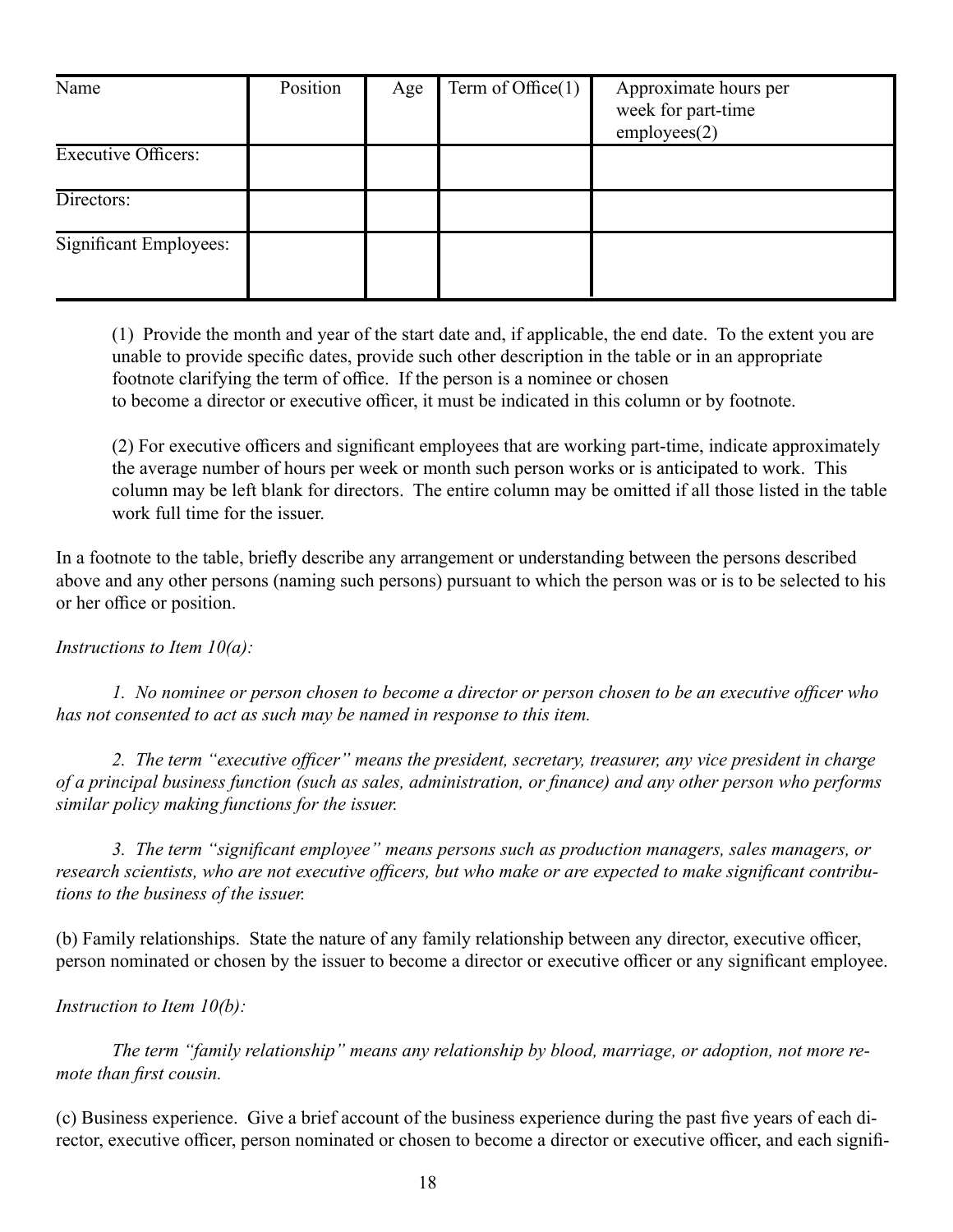| Name | Position | Age | Term of Office(1) | Approximate hours per week for part-time employees(2) |
|---|---|---|---|---|
| Executive Officers: | | | | |
| Directors: | | | | |
| Significant Employees: | | | | |

(1) Provide the month and year of the start date and, if applicable, the end date. To the extent you are unable to provide specific dates, provide such other description in the table or in an appropriate footnote clarifying the term of office. If the person is a nominee or chosen to become a director or executive officer, it must be indicated in this column or by footnote.

(2) For executive officers and significant employees that are working part-time, indicate approximately the average number of hours per week or month such person works or is anticipated to work. This column may be left blank for directors. The entire column may be omitted if all those listed in the table work full time for the issuer.

In a footnote to the table, briefly describe any arrangement or understanding between the persons described above and any other persons (naming such persons) pursuant to which the person was or is to be selected to his or her office or position.

*Instructions to Item 10(a):*

*1. No nominee or person chosen to become a director or person chosen to be an executive officer who has not consented to act as such may be named in response to this item.*

*2. The term "executive officer" means the president, secretary, treasurer, any vice president in charge of a principal business function (such as sales, administration, or finance) and any other person who performs similar policy making functions for the issuer.*

*3. The term "significant employee" means persons such as production managers, sales managers, or research scientists, who are not executive officers, but who make or are expected to make significant contributions to the business of the issuer.*

(b) Family relationships. State the nature of any family relationship between any director, executive officer, person nominated or chosen by the issuer to become a director or executive officer or any significant employee.

*Instruction to Item 10(b):*

*The term "family relationship" means any relationship by blood, marriage, or adoption, not more remote than first cousin.*

(c) Business experience. Give a brief account of the business experience during the past five years of each director, executive officer, person nominated or chosen to become a director or executive officer, and each signifi-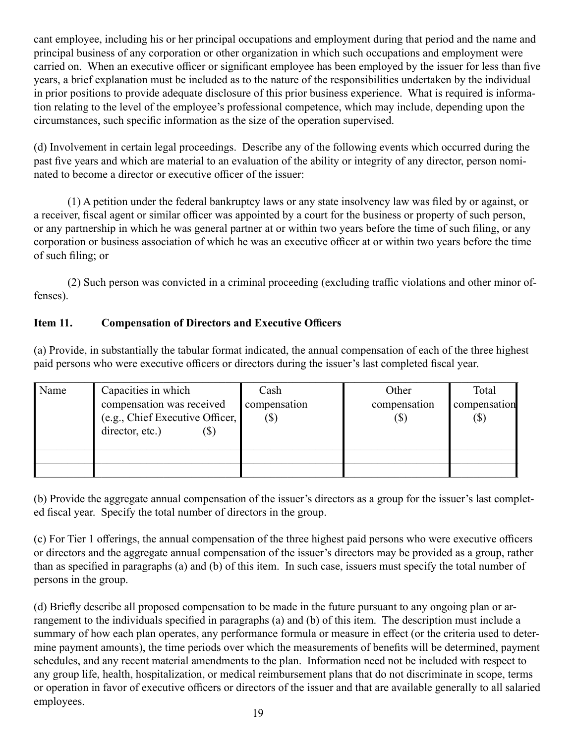cant employee, including his or her principal occupations and employment during that period and the name and principal business of any corporation or other organization in which such occupations and employment were carried on. When an executive officer or significant employee has been employed by the issuer for less than five years, a brief explanation must be included as to the nature of the responsibilities undertaken by the individual in prior positions to provide adequate disclosure of this prior business experience. What is required is information relating to the level of the employee's professional competence, which may include, depending upon the circumstances, such specific information as the size of the operation supervised.

(d) Involvement in certain legal proceedings. Describe any of the following events which occurred during the past five years and which are material to an evaluation of the ability or integrity of any director, person nominated to become a director or executive officer of the issuer:

(1) A petition under the federal bankruptcy laws or any state insolvency law was filed by or against, or a receiver, fiscal agent or similar officer was appointed by a court for the business or property of such person, or any partnership in which he was general partner at or within two years before the time of such filing, or any corporation or business association of which he was an executive officer at or within two years before the time of such filing; or

(2) Such person was convicted in a criminal proceeding (excluding traffic violations and other minor offenses).

### Item 11. Compensation of Directors and Executive Officers

(a) Provide, in substantially the tabular format indicated, the annual compensation of each of the three highest paid persons who were executive officers or directors during the issuer's last completed fiscal year.

| Name | Capacities in which compensation was received (e.g., Chief Executive Officer, director, etc.) ($) | Cash compensation ($) | Other compensation ($) | Total compensation ($) |
|---|---|---|---|---|
| | | | | |
| | | | | |

(b) Provide the aggregate annual compensation of the issuer's directors as a group for the issuer's last completed fiscal year. Specify the total number of directors in the group.

(c) For Tier 1 offerings, the annual compensation of the three highest paid persons who were executive officers or directors and the aggregate annual compensation of the issuer's directors may be provided as a group, rather than as specified in paragraphs (a) and (b) of this item. In such case, issuers must specify the total number of persons in the group.

(d) Briefly describe all proposed compensation to be made in the future pursuant to any ongoing plan or arrangement to the individuals specified in paragraphs (a) and (b) of this item. The description must include a summary of how each plan operates, any performance formula or measure in effect (or the criteria used to determine payment amounts), the time periods over which the measurements of benefits will be determined, payment schedules, and any recent material amendments to the plan. Information need not be included with respect to any group life, health, hospitalization, or medical reimbursement plans that do not discriminate in scope, terms or operation in favor of executive officers or directors of the issuer and that are available generally to all salaried employees.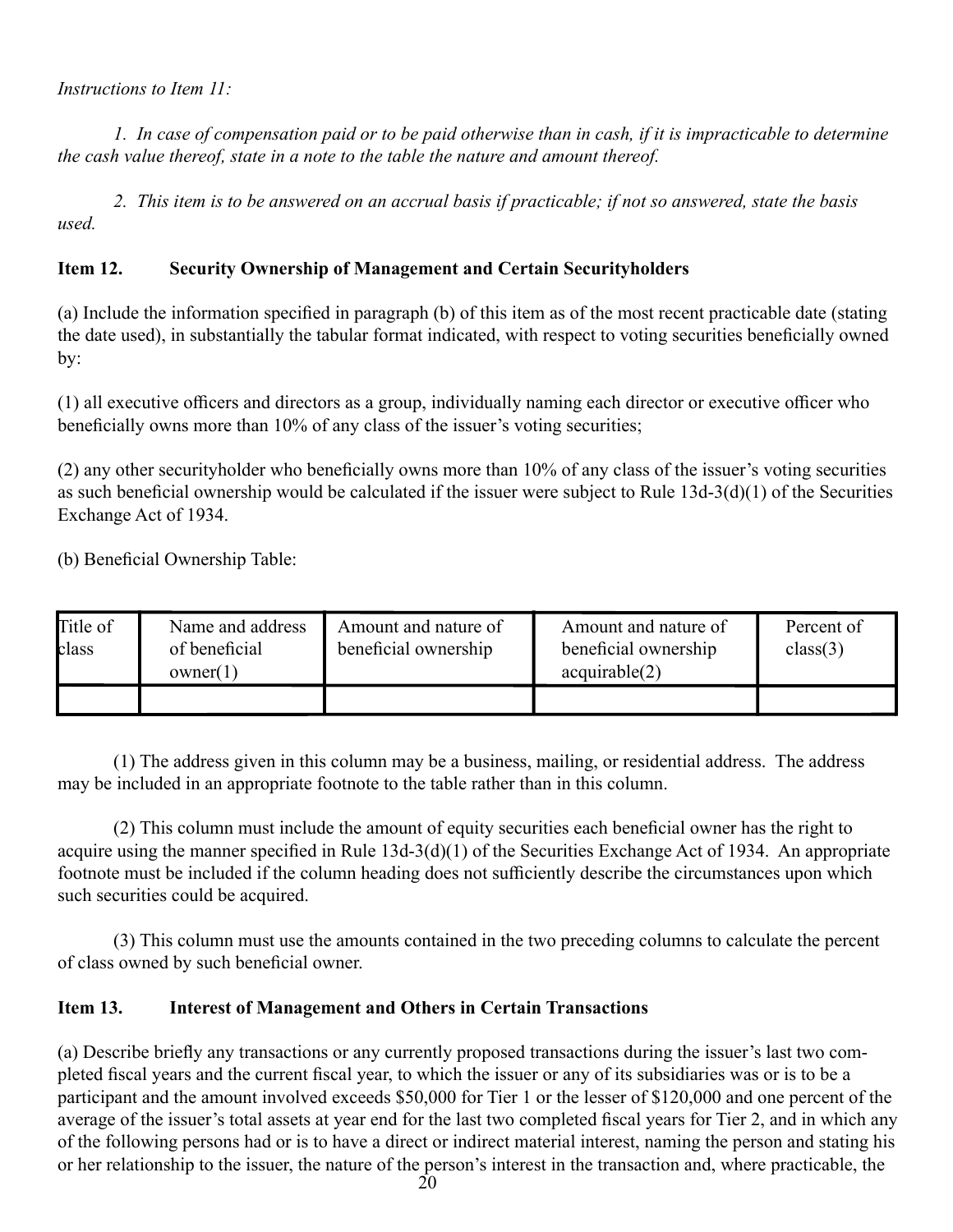*Instructions to Item 11:*

*1. In case of compensation paid or to be paid otherwise than in cash, if it is impracticable to determine the cash value thereof, state in a note to the table the nature and amount thereof.*

*2. This item is to be answered on an accrual basis if practicable; if not so answered, state the basis used.*

### Item 12. Security Ownership of Management and Certain Securityholders

(a) Include the information specified in paragraph (b) of this item as of the most recent practicable date (stating the date used), in substantially the tabular format indicated, with respect to voting securities beneficially owned by:

(1) all executive officers and directors as a group, individually naming each director or executive officer who beneficially owns more than 10% of any class of the issuer's voting securities;

(2) any other securityholder who beneficially owns more than 10% of any class of the issuer's voting securities as such beneficial ownership would be calculated if the issuer were subject to Rule 13d-3(d)(1) of the Securities Exchange Act of 1934.

(b) Beneficial Ownership Table:

| Title of class | Name and address of beneficial owner(1) | Amount and nature of beneficial ownership | Amount and nature of beneficial ownership acquirable(2) | Percent of class(3) |
|---|---|---|---|---|
| | | | | |

(1) The address given in this column may be a business, mailing, or residential address. The address may be included in an appropriate footnote to the table rather than in this column.

(2) This column must include the amount of equity securities each beneficial owner has the right to acquire using the manner specified in Rule 13d-3(d)(1) of the Securities Exchange Act of 1934. An appropriate footnote must be included if the column heading does not sufficiently describe the circumstances upon which such securities could be acquired.

(3) This column must use the amounts contained in the two preceding columns to calculate the percent of class owned by such beneficial owner.

### Item 13. Interest of Management and Others in Certain Transactions

(a) Describe briefly any transactions or any currently proposed transactions during the issuer's last two completed fiscal years and the current fiscal year, to which the issuer or any of its subsidiaries was or is to be a participant and the amount involved exceeds $50,000 for Tier 1 or the lesser of $120,000 and one percent of the average of the issuer's total assets at year end for the last two completed fiscal years for Tier 2, and in which any of the following persons had or is to have a direct or indirect material interest, naming the person and stating his or her relationship to the issuer, the nature of the person's interest in the transaction and, where practicable, the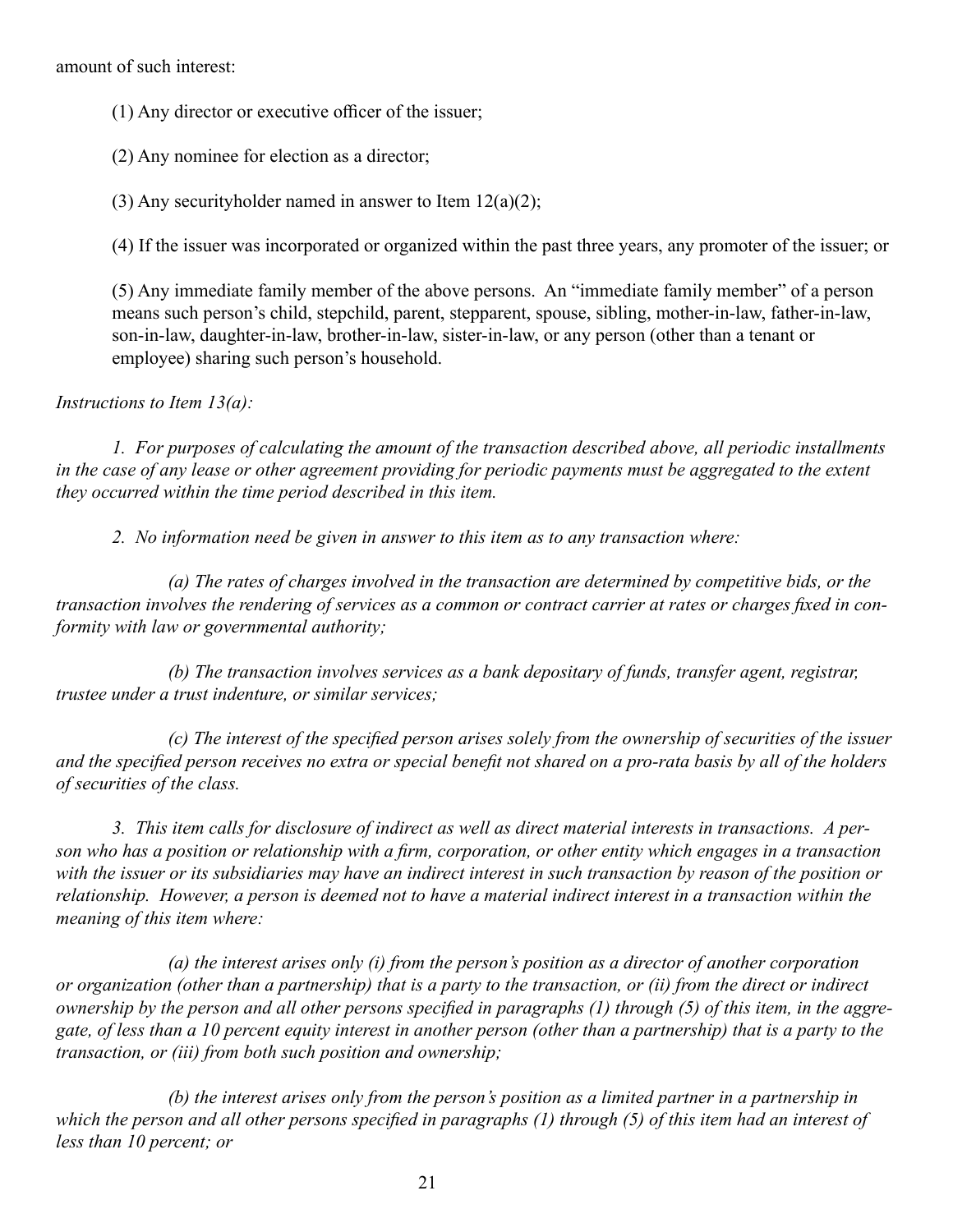amount of such interest:

(1) Any director or executive officer of the issuer;

(2) Any nominee for election as a director;

(3) Any securityholder named in answer to Item 12(a)(2);

(4) If the issuer was incorporated or organized within the past three years, any promoter of the issuer; or

(5) Any immediate family member of the above persons. An "immediate family member" of a person means such person's child, stepchild, parent, stepparent, spouse, sibling, mother-in-law, father-in-law, son-in-law, daughter-in-law, brother-in-law, sister-in-law, or any person (other than a tenant or employee) sharing such person's household.

*Instructions to Item 13(a):*

*1. For purposes of calculating the amount of the transaction described above, all periodic installments in the case of any lease or other agreement providing for periodic payments must be aggregated to the extent they occurred within the time period described in this item.*

*2. No information need be given in answer to this item as to any transaction where:*

*(a) The rates of charges involved in the transaction are determined by competitive bids, or the transaction involves the rendering of services as a common or contract carrier at rates or charges fixed in conformity with law or governmental authority;*

*(b) The transaction involves services as a bank depositary of funds, transfer agent, registrar, trustee under a trust indenture, or similar services;*

*(c) The interest of the specified person arises solely from the ownership of securities of the issuer and the specified person receives no extra or special benefit not shared on a pro-rata basis by all of the holders of securities of the class.*

*3. This item calls for disclosure of indirect as well as direct material interests in transactions. A person who has a position or relationship with a firm, corporation, or other entity which engages in a transaction with the issuer or its subsidiaries may have an indirect interest in such transaction by reason of the position or relationship. However, a person is deemed not to have a material indirect interest in a transaction within the meaning of this item where:*

*(a) the interest arises only (i) from the person's position as a director of another corporation or organization (other than a partnership) that is a party to the transaction, or (ii) from the direct or indirect ownership by the person and all other persons specified in paragraphs (1) through (5) of this item, in the aggregate, of less than a 10 percent equity interest in another person (other than a partnership) that is a party to the transaction, or (iii) from both such position and ownership;*

*(b) the interest arises only from the person's position as a limited partner in a partnership in which the person and all other persons specified in paragraphs (1) through (5) of this item had an interest of less than 10 percent; or*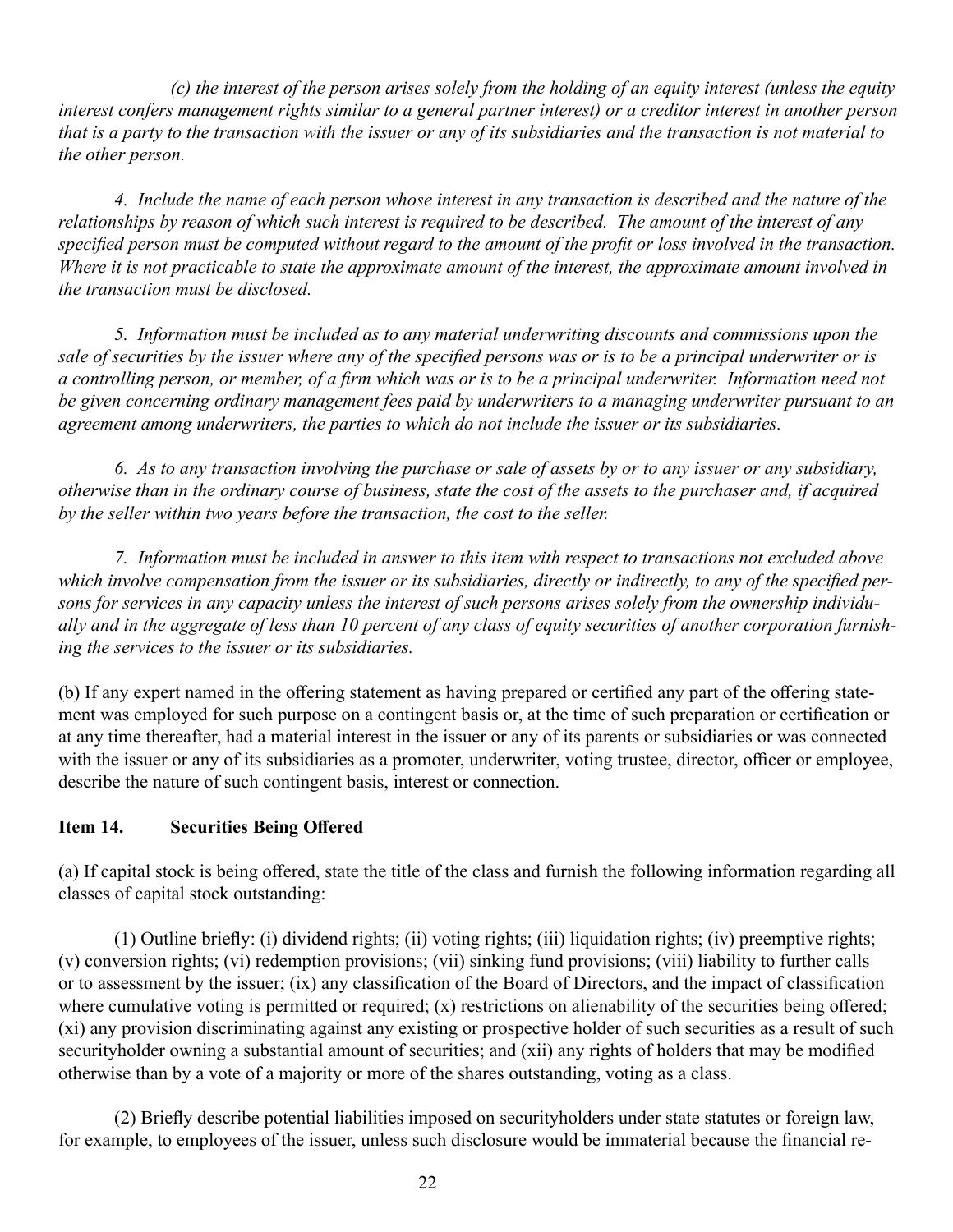*(c) the interest of the person arises solely from the holding of an equity interest (unless the equity interest confers management rights similar to a general partner interest) or a creditor interest in another person that is a party to the transaction with the issuer or any of its subsidiaries and the transaction is not material to the other person.*

*4. Include the name of each person whose interest in any transaction is described and the nature of the relationships by reason of which such interest is required to be described. The amount of the interest of any specified person must be computed without regard to the amount of the profit or loss involved in the transaction. Where it is not practicable to state the approximate amount of the interest, the approximate amount involved in the transaction must be disclosed.*

*5. Information must be included as to any material underwriting discounts and commissions upon the sale of securities by the issuer where any of the specified persons was or is to be a principal underwriter or is a controlling person, or member, of a firm which was or is to be a principal underwriter. Information need not be given concerning ordinary management fees paid by underwriters to a managing underwriter pursuant to an agreement among underwriters, the parties to which do not include the issuer or its subsidiaries.*

*6. As to any transaction involving the purchase or sale of assets by or to any issuer or any subsidiary, otherwise than in the ordinary course of business, state the cost of the assets to the purchaser and, if acquired by the seller within two years before the transaction, the cost to the seller.*

*7. Information must be included in answer to this item with respect to transactions not excluded above which involve compensation from the issuer or its subsidiaries, directly or indirectly, to any of the specified persons for services in any capacity unless the interest of such persons arises solely from the ownership individually and in the aggregate of less than 10 percent of any class of equity securities of another corporation furnishing the services to the issuer or its subsidiaries.*

(b) If any expert named in the offering statement as having prepared or certified any part of the offering statement was employed for such purpose on a contingent basis or, at the time of such preparation or certification or at any time thereafter, had a material interest in the issuer or any of its parents or subsidiaries or was connected with the issuer or any of its subsidiaries as a promoter, underwriter, voting trustee, director, officer or employee, describe the nature of such contingent basis, interest or connection.

### Item 14. Securities Being Offered

(a) If capital stock is being offered, state the title of the class and furnish the following information regarding all classes of capital stock outstanding:

(1) Outline briefly: (i) dividend rights; (ii) voting rights; (iii) liquidation rights; (iv) preemptive rights; (v) conversion rights; (vi) redemption provisions; (vii) sinking fund provisions; (viii) liability to further calls or to assessment by the issuer; (ix) any classification of the Board of Directors, and the impact of classification where cumulative voting is permitted or required; (x) restrictions on alienability of the securities being offered; (xi) any provision discriminating against any existing or prospective holder of such securities as a result of such securityholder owning a substantial amount of securities; and (xii) any rights of holders that may be modified otherwise than by a vote of a majority or more of the shares outstanding, voting as a class.

(2) Briefly describe potential liabilities imposed on securityholders under state statutes or foreign law, for example, to employees of the issuer, unless such disclosure would be immaterial because the financial re-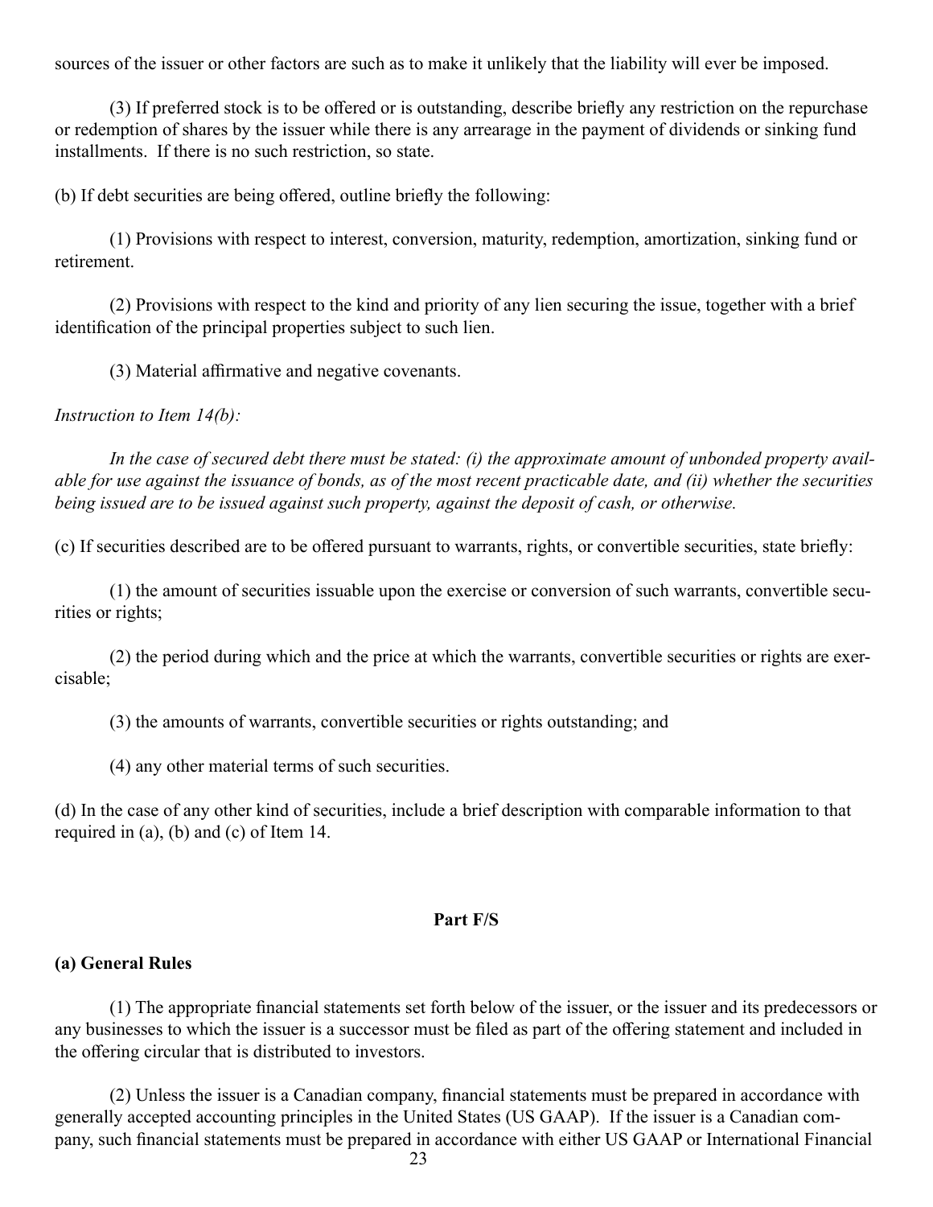sources of the issuer or other factors are such as to make it unlikely that the liability will ever be imposed.

(3) If preferred stock is to be offered or is outstanding, describe briefly any restriction on the repurchase or redemption of shares by the issuer while there is any arrearage in the payment of dividends or sinking fund installments. If there is no such restriction, so state.

(b) If debt securities are being offered, outline briefly the following:

(1) Provisions with respect to interest, conversion, maturity, redemption, amortization, sinking fund or retirement.

(2) Provisions with respect to the kind and priority of any lien securing the issue, together with a brief identification of the principal properties subject to such lien.

(3) Material affirmative and negative covenants.

*Instruction to Item 14(b):*

*In the case of secured debt there must be stated: (i) the approximate amount of unbonded property available for use against the issuance of bonds, as of the most recent practicable date, and (ii) whether the securities being issued are to be issued against such property, against the deposit of cash, or otherwise.*

(c) If securities described are to be offered pursuant to warrants, rights, or convertible securities, state briefly:

(1) the amount of securities issuable upon the exercise or conversion of such warrants, convertible securities or rights;

(2) the period during which and the price at which the warrants, convertible securities or rights are exercisable;

(3) the amounts of warrants, convertible securities or rights outstanding; and

(4) any other material terms of such securities.

(d) In the case of any other kind of securities, include a brief description with comparable information to that required in (a), (b) and (c) of Item 14.

## Part F/S

### (a) General Rules

(1) The appropriate financial statements set forth below of the issuer, or the issuer and its predecessors or any businesses to which the issuer is a successor must be filed as part of the offering statement and included in the offering circular that is distributed to investors.

(2) Unless the issuer is a Canadian company, financial statements must be prepared in accordance with generally accepted accounting principles in the United States (US GAAP). If the issuer is a Canadian company, such financial statements must be prepared in accordance with either US GAAP or International Financial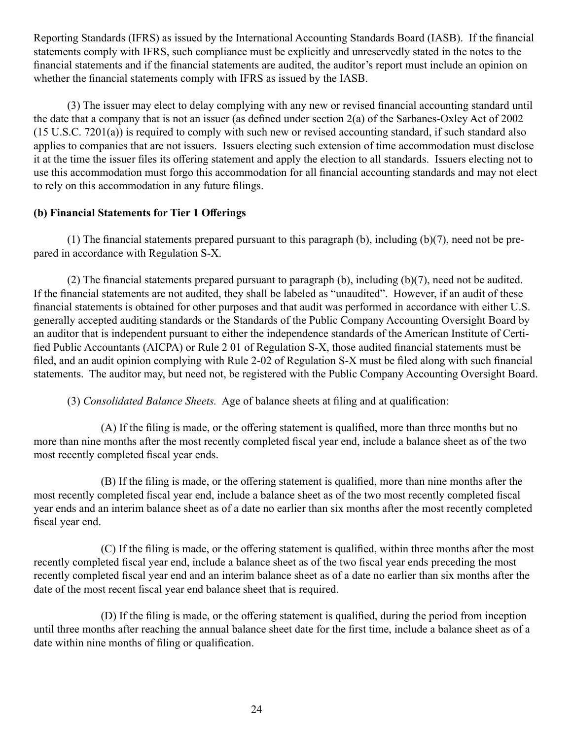Reporting Standards (IFRS) as issued by the International Accounting Standards Board (IASB). If the financial statements comply with IFRS, such compliance must be explicitly and unreservedly stated in the notes to the financial statements and if the financial statements are audited, the auditor's report must include an opinion on whether the financial statements comply with IFRS as issued by the IASB.

(3) The issuer may elect to delay complying with any new or revised financial accounting standard until the date that a company that is not an issuer (as defined under section 2(a) of the Sarbanes-Oxley Act of 2002 (15 U.S.C. 7201(a)) is required to comply with such new or revised accounting standard, if such standard also applies to companies that are not issuers. Issuers electing such extension of time accommodation must disclose it at the time the issuer files its offering statement and apply the election to all standards. Issuers electing not to use this accommodation must forgo this accommodation for all financial accounting standards and may not elect to rely on this accommodation in any future filings.

**(b) Financial Statements for Tier 1 Offerings**

(1) The financial statements prepared pursuant to this paragraph (b), including (b)(7), need not be prepared in accordance with Regulation S-X.

(2) The financial statements prepared pursuant to paragraph (b), including (b)(7), need not be audited. If the financial statements are not audited, they shall be labeled as "unaudited". However, if an audit of these financial statements is obtained for other purposes and that audit was performed in accordance with either U.S. generally accepted auditing standards or the Standards of the Public Company Accounting Oversight Board by an auditor that is independent pursuant to either the independence standards of the American Institute of Certified Public Accountants (AICPA) or Rule 2 01 of Regulation S-X, those audited financial statements must be filed, and an audit opinion complying with Rule 2-02 of Regulation S-X must be filed along with such financial statements. The auditor may, but need not, be registered with the Public Company Accounting Oversight Board.

(3) *Consolidated Balance Sheets.* Age of balance sheets at filing and at qualification:

(A) If the filing is made, or the offering statement is qualified, more than three months but no more than nine months after the most recently completed fiscal year end, include a balance sheet as of the two most recently completed fiscal year ends.

(B) If the filing is made, or the offering statement is qualified, more than nine months after the most recently completed fiscal year end, include a balance sheet as of the two most recently completed fiscal year ends and an interim balance sheet as of a date no earlier than six months after the most recently completed fiscal year end.

(C) If the filing is made, or the offering statement is qualified, within three months after the most recently completed fiscal year end, include a balance sheet as of the two fiscal year ends preceding the most recently completed fiscal year end and an interim balance sheet as of a date no earlier than six months after the date of the most recent fiscal year end balance sheet that is required.

(D) If the filing is made, or the offering statement is qualified, during the period from inception until three months after reaching the annual balance sheet date for the first time, include a balance sheet as of a date within nine months of filing or qualification.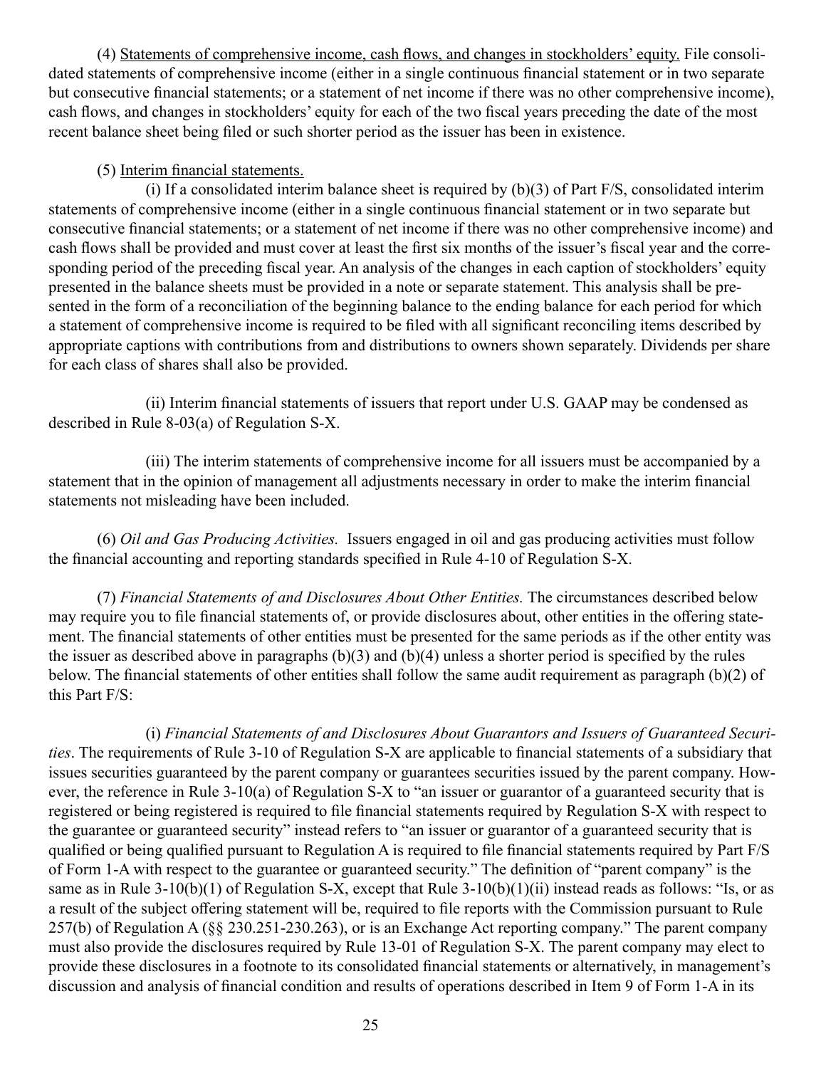(4) Statements of comprehensive income, cash flows, and changes in stockholders' equity. File consolidated statements of comprehensive income (either in a single continuous financial statement or in two separate but consecutive financial statements; or a statement of net income if there was no other comprehensive income), cash flows, and changes in stockholders' equity for each of the two fiscal years preceding the date of the most recent balance sheet being filed or such shorter period as the issuer has been in existence.

(5) Interim financial statements.

(i) If a consolidated interim balance sheet is required by (b)(3) of Part F/S, consolidated interim statements of comprehensive income (either in a single continuous financial statement or in two separate but consecutive financial statements; or a statement of net income if there was no other comprehensive income) and cash flows shall be provided and must cover at least the first six months of the issuer's fiscal year and the corresponding period of the preceding fiscal year. An analysis of the changes in each caption of stockholders' equity presented in the balance sheets must be provided in a note or separate statement. This analysis shall be presented in the form of a reconciliation of the beginning balance to the ending balance for each period for which a statement of comprehensive income is required to be filed with all significant reconciling items described by appropriate captions with contributions from and distributions to owners shown separately. Dividends per share for each class of shares shall also be provided.

(ii) Interim financial statements of issuers that report under U.S. GAAP may be condensed as described in Rule 8-03(a) of Regulation S-X.

(iii) The interim statements of comprehensive income for all issuers must be accompanied by a statement that in the opinion of management all adjustments necessary in order to make the interim financial statements not misleading have been included.

(6) *Oil and Gas Producing Activities.* Issuers engaged in oil and gas producing activities must follow the financial accounting and reporting standards specified in Rule 4-10 of Regulation S-X.

(7) *Financial Statements of and Disclosures About Other Entities.* The circumstances described below may require you to file financial statements of, or provide disclosures about, other entities in the offering statement. The financial statements of other entities must be presented for the same periods as if the other entity was the issuer as described above in paragraphs (b)(3) and (b)(4) unless a shorter period is specified by the rules below. The financial statements of other entities shall follow the same audit requirement as paragraph (b)(2) of this Part F/S:

(i) *Financial Statements of and Disclosures About Guarantors and Issuers of Guaranteed Securities*. The requirements of Rule 3-10 of Regulation S-X are applicable to financial statements of a subsidiary that issues securities guaranteed by the parent company or guarantees securities issued by the parent company. However, the reference in Rule 3-10(a) of Regulation S-X to "an issuer or guarantor of a guaranteed security that is registered or being registered is required to file financial statements required by Regulation S-X with respect to the guarantee or guaranteed security" instead refers to "an issuer or guarantor of a guaranteed security that is qualified or being qualified pursuant to Regulation A is required to file financial statements required by Part F/S of Form 1-A with respect to the guarantee or guaranteed security." The definition of "parent company" is the same as in Rule 3-10(b)(1) of Regulation S-X, except that Rule 3-10(b)(1)(ii) instead reads as follows: "Is, or as a result of the subject offering statement will be, required to file reports with the Commission pursuant to Rule 257(b) of Regulation A (§§ 230.251-230.263), or is an Exchange Act reporting company." The parent company must also provide the disclosures required by Rule 13-01 of Regulation S-X. The parent company may elect to provide these disclosures in a footnote to its consolidated financial statements or alternatively, in management's discussion and analysis of financial condition and results of operations described in Item 9 of Form 1-A in its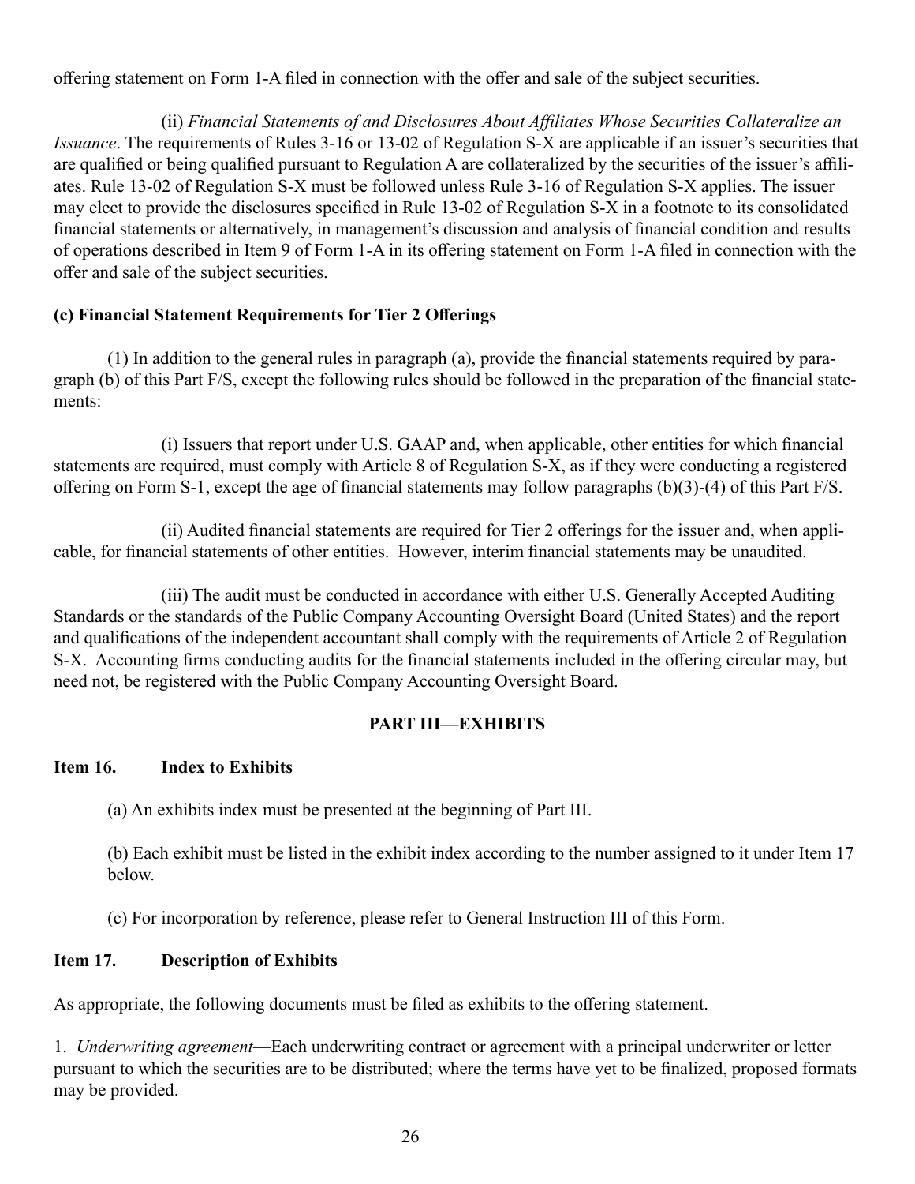offering statement on Form 1-A filed in connection with the offer and sale of the subject securities.

(ii) *Financial Statements of and Disclosures About Affiliates Whose Securities Collateralize an Issuance*. The requirements of Rules 3-16 or 13-02 of Regulation S-X are applicable if an issuer's securities that are qualified or being qualified pursuant to Regulation A are collateralized by the securities of the issuer's affiliates. Rule 13-02 of Regulation S-X must be followed unless Rule 3-16 of Regulation S-X applies. The issuer may elect to provide the disclosures specified in Rule 13-02 of Regulation S-X in a footnote to its consolidated financial statements or alternatively, in management's discussion and analysis of financial condition and results of operations described in Item 9 of Form 1-A in its offering statement on Form 1-A filed in connection with the offer and sale of the subject securities.

**(c) Financial Statement Requirements for Tier 2 Offerings**

(1) In addition to the general rules in paragraph (a), provide the financial statements required by paragraph (b) of this Part F/S, except the following rules should be followed in the preparation of the financial statements:

(i) Issuers that report under U.S. GAAP and, when applicable, other entities for which financial statements are required, must comply with Article 8 of Regulation S-X, as if they were conducting a registered offering on Form S-1, except the age of financial statements may follow paragraphs (b)(3)-(4) of this Part F/S.

(ii) Audited financial statements are required for Tier 2 offerings for the issuer and, when applicable, for financial statements of other entities. However, interim financial statements may be unaudited.

(iii) The audit must be conducted in accordance with either U.S. Generally Accepted Auditing Standards or the standards of the Public Company Accounting Oversight Board (United States) and the report and qualifications of the independent accountant shall comply with the requirements of Article 2 of Regulation S-X. Accounting firms conducting audits for the financial statements included in the offering circular may, but need not, be registered with the Public Company Accounting Oversight Board.

## PART III—EXHIBITS

### Item 16. Index to Exhibits

(a) An exhibits index must be presented at the beginning of Part III.

(b) Each exhibit must be listed in the exhibit index according to the number assigned to it under Item 17 below.

(c) For incorporation by reference, please refer to General Instruction III of this Form.

### Item 17. Description of Exhibits

As appropriate, the following documents must be filed as exhibits to the offering statement.

1. *Underwriting agreement*—Each underwriting contract or agreement with a principal underwriter or letter pursuant to which the securities are to be distributed; where the terms have yet to be finalized, proposed formats may be provided.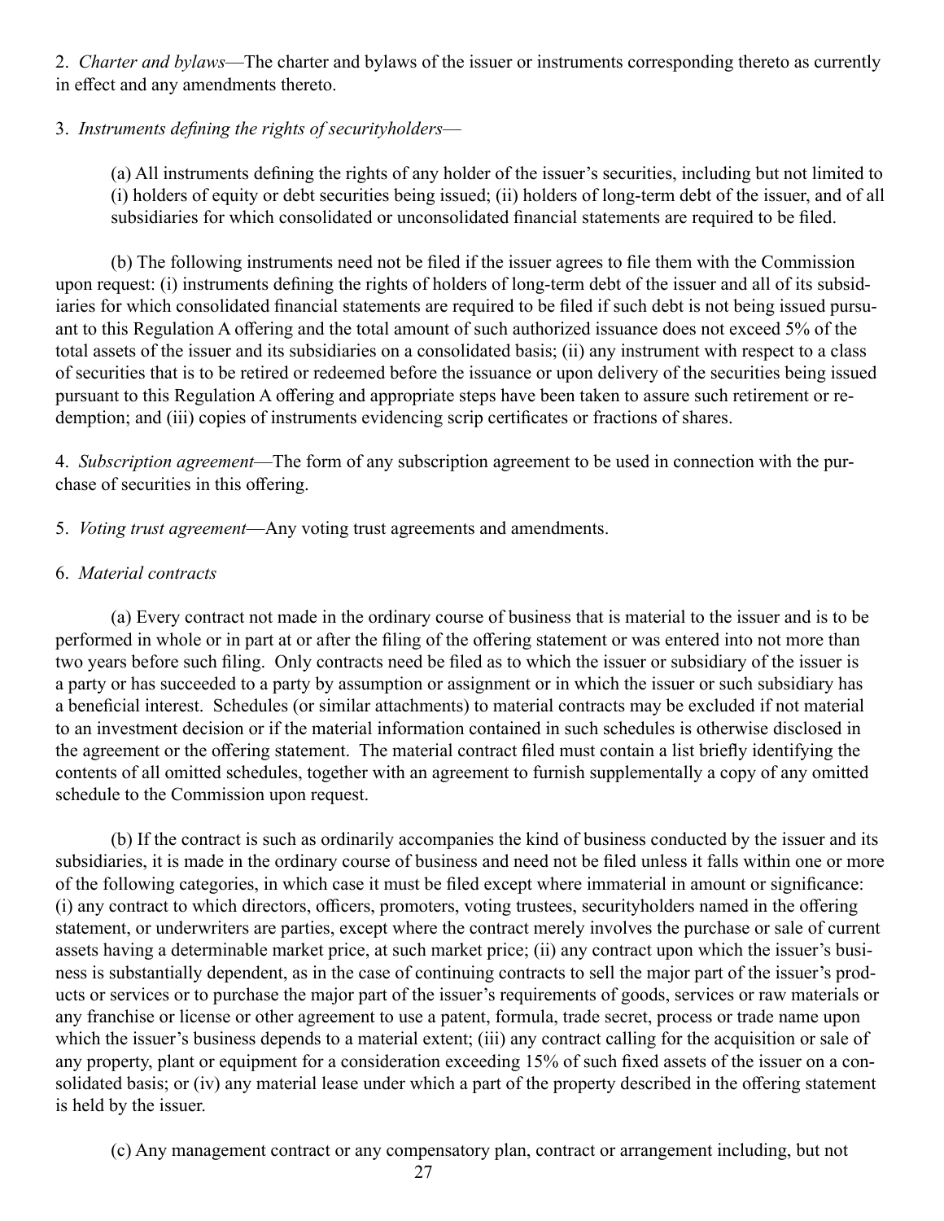2. *Charter and bylaws*—The charter and bylaws of the issuer or instruments corresponding thereto as currently in effect and any amendments thereto.

3. *Instruments defining the rights of securityholders*—

(a) All instruments defining the rights of any holder of the issuer's securities, including but not limited to (i) holders of equity or debt securities being issued; (ii) holders of long-term debt of the issuer, and of all subsidiaries for which consolidated or unconsolidated financial statements are required to be filed.

(b) The following instruments need not be filed if the issuer agrees to file them with the Commission upon request: (i) instruments defining the rights of holders of long-term debt of the issuer and all of its subsidiaries for which consolidated financial statements are required to be filed if such debt is not being issued pursuant to this Regulation A offering and the total amount of such authorized issuance does not exceed 5% of the total assets of the issuer and its subsidiaries on a consolidated basis; (ii) any instrument with respect to a class of securities that is to be retired or redeemed before the issuance or upon delivery of the securities being issued pursuant to this Regulation A offering and appropriate steps have been taken to assure such retirement or redemption; and (iii) copies of instruments evidencing scrip certificates or fractions of shares.

4. *Subscription agreement*—The form of any subscription agreement to be used in connection with the purchase of securities in this offering.

5. *Voting trust agreement*—Any voting trust agreements and amendments.

6. *Material contracts*

(a) Every contract not made in the ordinary course of business that is material to the issuer and is to be performed in whole or in part at or after the filing of the offering statement or was entered into not more than two years before such filing. Only contracts need be filed as to which the issuer or subsidiary of the issuer is a party or has succeeded to a party by assumption or assignment or in which the issuer or such subsidiary has a beneficial interest. Schedules (or similar attachments) to material contracts may be excluded if not material to an investment decision or if the material information contained in such schedules is otherwise disclosed in the agreement or the offering statement. The material contract filed must contain a list briefly identifying the contents of all omitted schedules, together with an agreement to furnish supplementally a copy of any omitted schedule to the Commission upon request.

(b) If the contract is such as ordinarily accompanies the kind of business conducted by the issuer and its subsidiaries, it is made in the ordinary course of business and need not be filed unless it falls within one or more of the following categories, in which case it must be filed except where immaterial in amount or significance: (i) any contract to which directors, officers, promoters, voting trustees, securityholders named in the offering statement, or underwriters are parties, except where the contract merely involves the purchase or sale of current assets having a determinable market price, at such market price; (ii) any contract upon which the issuer's business is substantially dependent, as in the case of continuing contracts to sell the major part of the issuer's products or services or to purchase the major part of the issuer's requirements of goods, services or raw materials or any franchise or license or other agreement to use a patent, formula, trade secret, process or trade name upon which the issuer's business depends to a material extent; (iii) any contract calling for the acquisition or sale of any property, plant or equipment for a consideration exceeding 15% of such fixed assets of the issuer on a consolidated basis; or (iv) any material lease under which a part of the property described in the offering statement is held by the issuer.

(c) Any management contract or any compensatory plan, contract or arrangement including, but not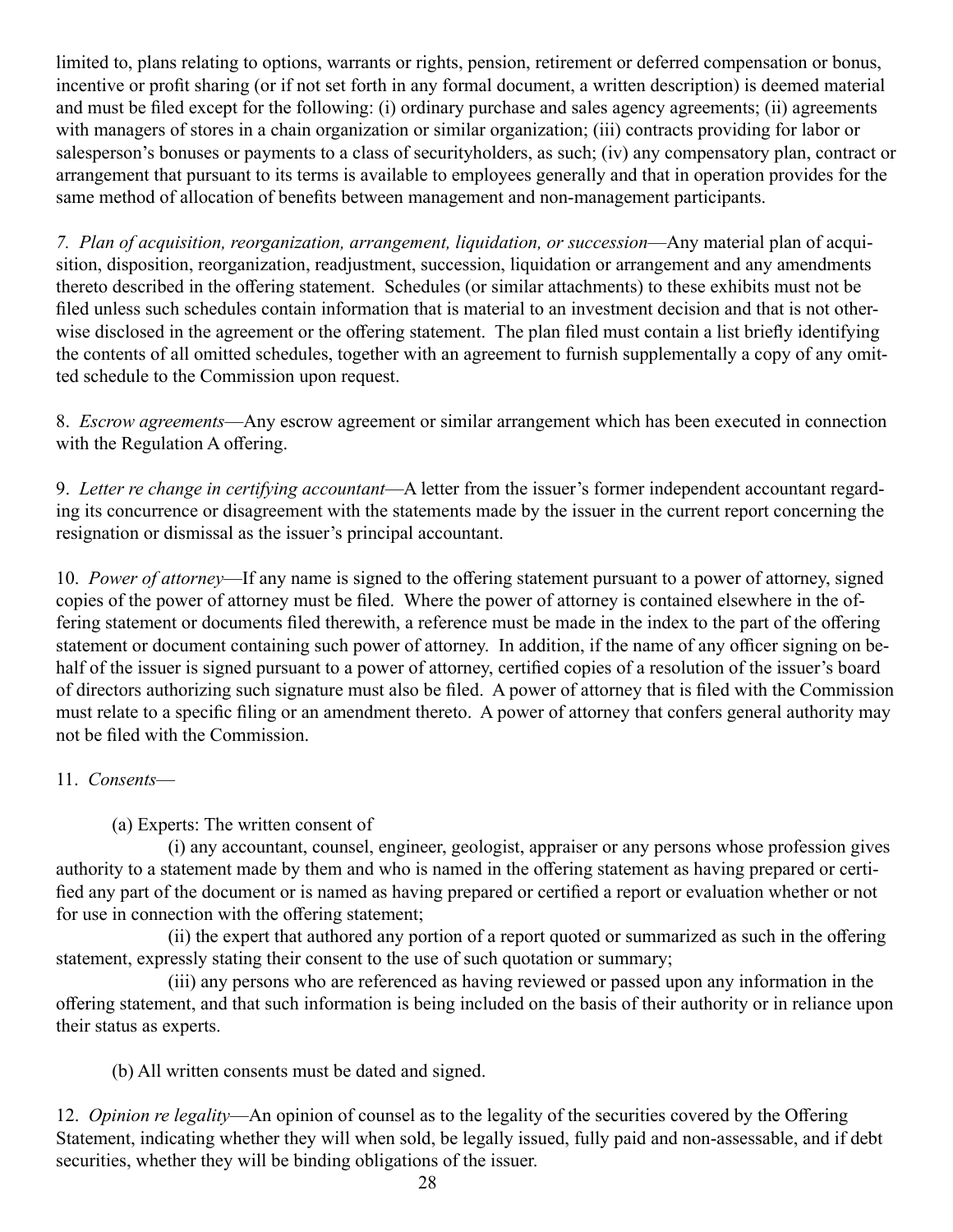limited to, plans relating to options, warrants or rights, pension, retirement or deferred compensation or bonus, incentive or profit sharing (or if not set forth in any formal document, a written description) is deemed material and must be filed except for the following: (i) ordinary purchase and sales agency agreements; (ii) agreements with managers of stores in a chain organization or similar organization; (iii) contracts providing for labor or salesperson's bonuses or payments to a class of securityholders, as such; (iv) any compensatory plan, contract or arrangement that pursuant to its terms is available to employees generally and that in operation provides for the same method of allocation of benefits between management and non-management participants.

*7. Plan of acquisition, reorganization, arrangement, liquidation, or succession*—Any material plan of acquisition, disposition, reorganization, readjustment, succession, liquidation or arrangement and any amendments thereto described in the offering statement. Schedules (or similar attachments) to these exhibits must not be filed unless such schedules contain information that is material to an investment decision and that is not otherwise disclosed in the agreement or the offering statement. The plan filed must contain a list briefly identifying the contents of all omitted schedules, together with an agreement to furnish supplementally a copy of any omitted schedule to the Commission upon request.

8. *Escrow agreements*—Any escrow agreement or similar arrangement which has been executed in connection with the Regulation A offering.

9. *Letter re change in certifying accountant*—A letter from the issuer's former independent accountant regarding its concurrence or disagreement with the statements made by the issuer in the current report concerning the resignation or dismissal as the issuer's principal accountant.

10. *Power of attorney*—If any name is signed to the offering statement pursuant to a power of attorney, signed copies of the power of attorney must be filed. Where the power of attorney is contained elsewhere in the offering statement or documents filed therewith, a reference must be made in the index to the part of the offering statement or document containing such power of attorney. In addition, if the name of any officer signing on behalf of the issuer is signed pursuant to a power of attorney, certified copies of a resolution of the issuer's board of directors authorizing such signature must also be filed. A power of attorney that is filed with the Commission must relate to a specific filing or an amendment thereto. A power of attorney that confers general authority may not be filed with the Commission.

11. *Consents*—

(a) Experts: The written consent of

(i) any accountant, counsel, engineer, geologist, appraiser or any persons whose profession gives authority to a statement made by them and who is named in the offering statement as having prepared or certified any part of the document or is named as having prepared or certified a report or evaluation whether or not for use in connection with the offering statement;

(ii) the expert that authored any portion of a report quoted or summarized as such in the offering statement, expressly stating their consent to the use of such quotation or summary;

(iii) any persons who are referenced as having reviewed or passed upon any information in the offering statement, and that such information is being included on the basis of their authority or in reliance upon their status as experts.

(b) All written consents must be dated and signed.

12. *Opinion re legality*—An opinion of counsel as to the legality of the securities covered by the Offering Statement, indicating whether they will when sold, be legally issued, fully paid and non-assessable, and if debt securities, whether they will be binding obligations of the issuer.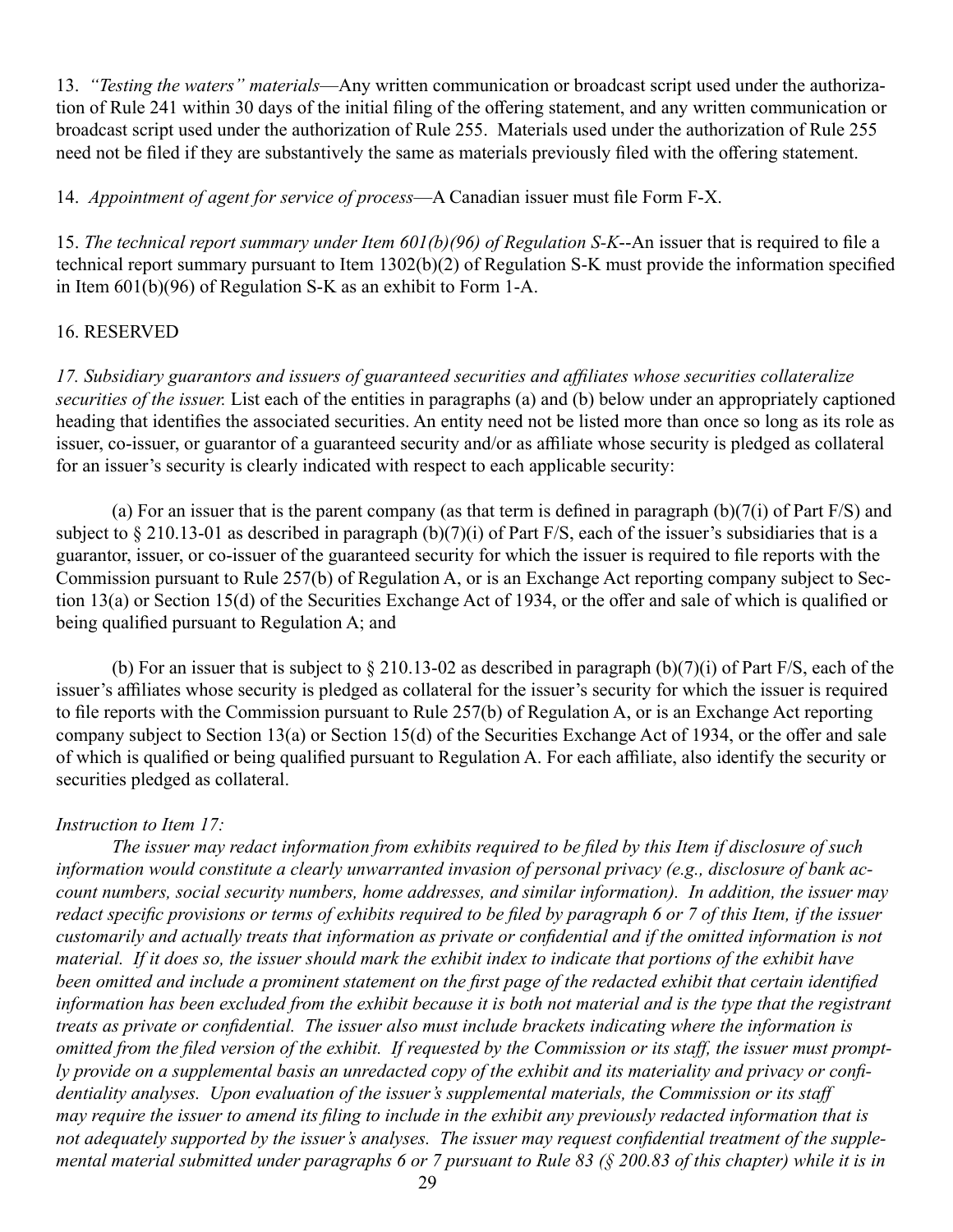13. *"Testing the waters" materials*—Any written communication or broadcast script used under the authorization of Rule 241 within 30 days of the initial filing of the offering statement, and any written communication or broadcast script used under the authorization of Rule 255. Materials used under the authorization of Rule 255 need not be filed if they are substantively the same as materials previously filed with the offering statement.

14. *Appointment of agent for service of process*—A Canadian issuer must file Form F-X.

15. *The technical report summary under Item 601(b)(96) of Regulation S-K*--An issuer that is required to file a technical report summary pursuant to Item 1302(b)(2) of Regulation S-K must provide the information specified in Item 601(b)(96) of Regulation S-K as an exhibit to Form 1-A.

16. RESERVED

*17. Subsidiary guarantors and issuers of guaranteed securities and affiliates whose securities collateralize securities of the issuer.* List each of the entities in paragraphs (a) and (b) below under an appropriately captioned heading that identifies the associated securities. An entity need not be listed more than once so long as its role as issuer, co-issuer, or guarantor of a guaranteed security and/or as affiliate whose security is pledged as collateral for an issuer's security is clearly indicated with respect to each applicable security:

(a) For an issuer that is the parent company (as that term is defined in paragraph (b)(7(i) of Part F/S) and subject to § 210.13-01 as described in paragraph (b)(7)(i) of Part F/S, each of the issuer's subsidiaries that is a guarantor, issuer, or co-issuer of the guaranteed security for which the issuer is required to file reports with the Commission pursuant to Rule 257(b) of Regulation A, or is an Exchange Act reporting company subject to Section 13(a) or Section 15(d) of the Securities Exchange Act of 1934, or the offer and sale of which is qualified or being qualified pursuant to Regulation A; and

(b) For an issuer that is subject to § 210.13-02 as described in paragraph (b)(7)(i) of Part F/S, each of the issuer's affiliates whose security is pledged as collateral for the issuer's security for which the issuer is required to file reports with the Commission pursuant to Rule 257(b) of Regulation A, or is an Exchange Act reporting company subject to Section 13(a) or Section 15(d) of the Securities Exchange Act of 1934, or the offer and sale of which is qualified or being qualified pursuant to Regulation A. For each affiliate, also identify the security or securities pledged as collateral.

*Instruction to Item 17:*

*The issuer may redact information from exhibits required to be filed by this Item if disclosure of such information would constitute a clearly unwarranted invasion of personal privacy (e.g., disclosure of bank account numbers, social security numbers, home addresses, and similar information). In addition, the issuer may redact specific provisions or terms of exhibits required to be filed by paragraph 6 or 7 of this Item, if the issuer customarily and actually treats that information as private or confidential and if the omitted information is not material. If it does so, the issuer should mark the exhibit index to indicate that portions of the exhibit have been omitted and include a prominent statement on the first page of the redacted exhibit that certain identified information has been excluded from the exhibit because it is both not material and is the type that the registrant treats as private or confidential. The issuer also must include brackets indicating where the information is omitted from the filed version of the exhibit. If requested by the Commission or its staff, the issuer must promptly provide on a supplemental basis an unredacted copy of the exhibit and its materiality and privacy or confidentiality analyses. Upon evaluation of the issuer's supplemental materials, the Commission or its staff may require the issuer to amend its filing to include in the exhibit any previously redacted information that is not adequately supported by the issuer's analyses. The issuer may request confidential treatment of the supplemental material submitted under paragraphs 6 or 7 pursuant to Rule 83 (§ 200.83 of this chapter) while it is in*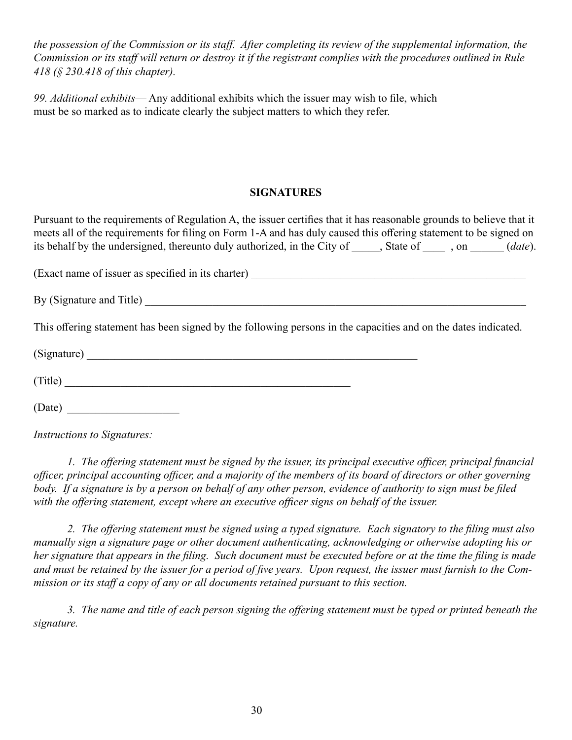*the possession of the Commission or its staff. After completing its review of the supplemental information, the Commission or its staff will return or destroy it if the registrant complies with the procedures outlined in Rule 418 (§ 230.418 of this chapter).*

*99. Additional exhibits*— Any additional exhibits which the issuer may wish to file, which must be so marked as to indicate clearly the subject matters to which they refer.

**SIGNATURES**

Pursuant to the requirements of Regulation A, the issuer certifies that it has reasonable grounds to believe that it meets all of the requirements for filing on Form 1-A and has duly caused this offering statement to be signed on its behalf by the undersigned, thereunto duly authorized, in the City of _____, State of ____ , on ______ (*date*).

(Exact name of issuer as specified in its charter) ____________________________________________________

By (Signature and Title) ______________________________________________________________________

This offering statement has been signed by the following persons in the capacities and on the dates indicated.

(Signature) ______________________________________________________________

(Title) ____________________________________________________

(Date) ____________________

*Instructions to Signatures:*

*1. The offering statement must be signed by the issuer, its principal executive officer, principal financial officer, principal accounting officer, and a majority of the members of its board of directors or other governing body. If a signature is by a person on behalf of any other person, evidence of authority to sign must be filed with the offering statement, except where an executive officer signs on behalf of the issuer.*

*2. The offering statement must be signed using a typed signature. Each signatory to the filing must also manually sign a signature page or other document authenticating, acknowledging or otherwise adopting his or her signature that appears in the filing. Such document must be executed before or at the time the filing is made and must be retained by the issuer for a period of five years. Upon request, the issuer must furnish to the Commission or its staff a copy of any or all documents retained pursuant to this section.*

*3. The name and title of each person signing the offering statement must be typed or printed beneath the signature.*